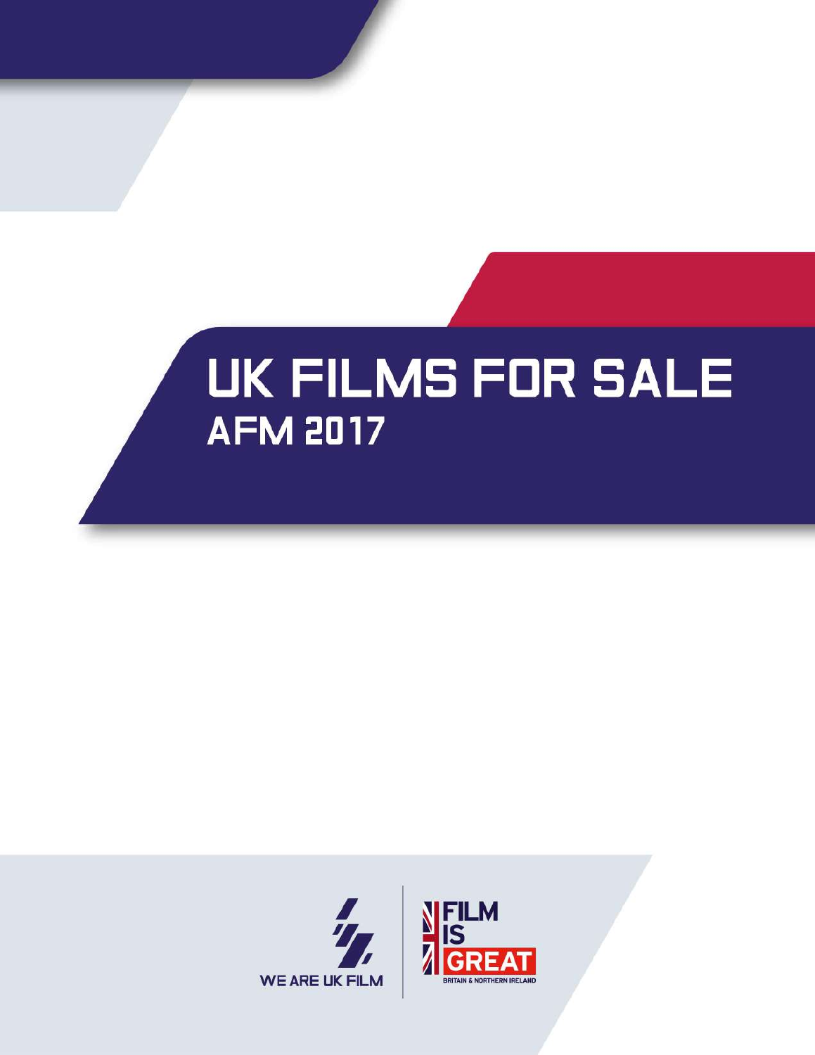# UK FILMS FOR SALE

## AFM 2017

WE ARE UK FILM

FILM IS GREAT

BRITAIN & NORTHERN IRELAND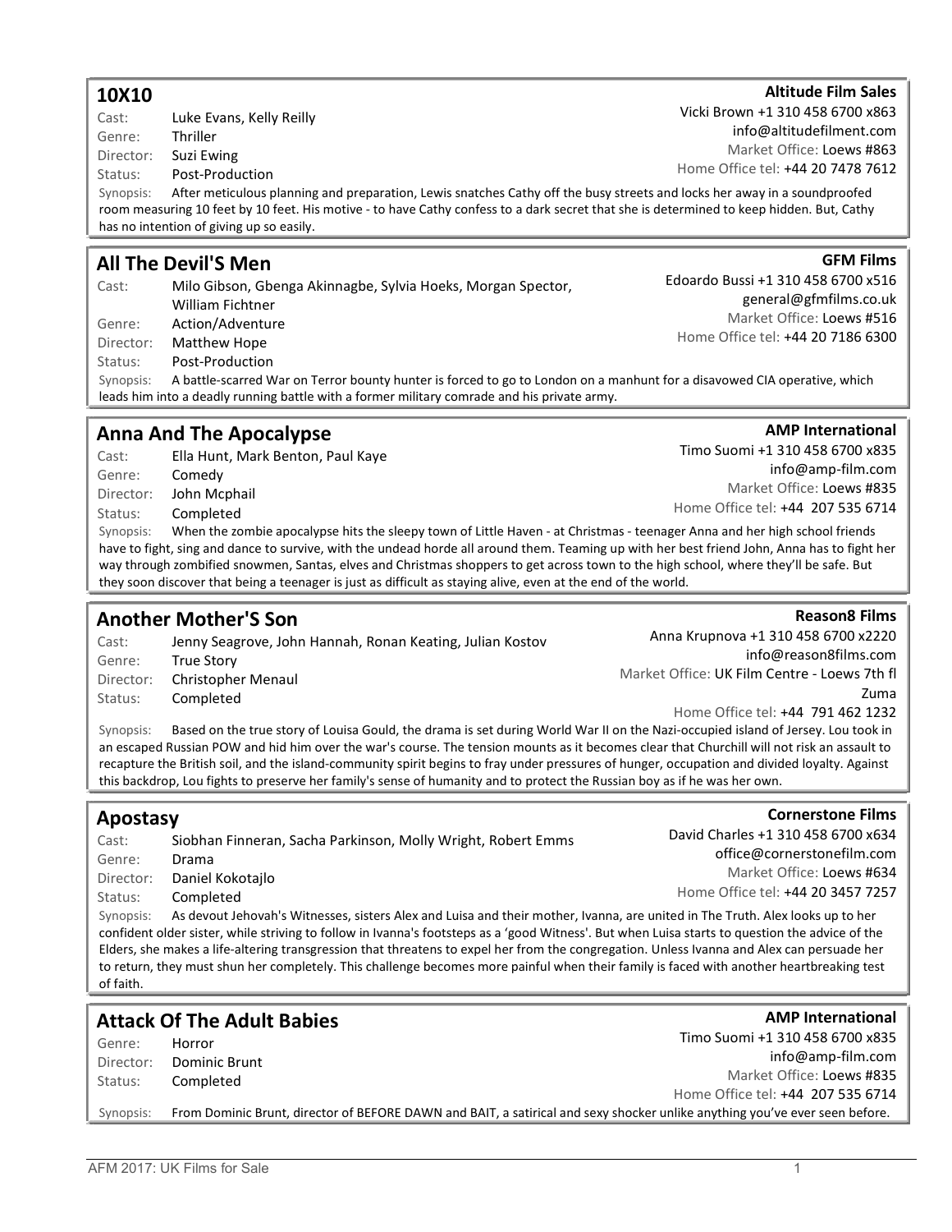## 10X10

**Altitude Film Sales**
Vicki Brown +1 310 458 6700 x863
info@altitudefilment.com
Market Office: Loews #863
Home Office tel: +44 20 7478 7612

Cast: Luke Evans, Kelly Reilly
Genre: Thriller
Director: Suzi Ewing
Status: Post-Production

Synopsis: After meticulous planning and preparation, Lewis snatches Cathy off the busy streets and locks her away in a soundproofed room measuring 10 feet by 10 feet. His motive - to have Cathy confess to a dark secret that she is determined to keep hidden. But, Cathy has no intention of giving up so easily.

## All The Devil'S Men

**GFM Films**
Edoardo Bussi +1 310 458 6700 x516
general@gfmfilms.co.uk
Market Office: Loews #516
Home Office tel: +44 20 7186 6300

Cast: Milo Gibson, Gbenga Akinnagbe, Sylvia Hoeks, Morgan Spector, William Fichtner
Genre: Action/Adventure
Director: Matthew Hope
Status: Post-Production

Synopsis: A battle-scarred War on Terror bounty hunter is forced to go to London on a manhunt for a disavowed CIA operative, which leads him into a deadly running battle with a former military comrade and his private army.

## Anna And The Apocalypse

**AMP International**
Timo Suomi +1 310 458 6700 x835
info@amp-film.com
Market Office: Loews #835
Home Office tel: +44 207 535 6714

Cast: Ella Hunt, Mark Benton, Paul Kaye
Genre: Comedy
Director: John Mcphail
Status: Completed

Synopsis: When the zombie apocalypse hits the sleepy town of Little Haven - at Christmas - teenager Anna and her high school friends have to fight, sing and dance to survive, with the undead horde all around them. Teaming up with her best friend John, Anna has to fight her way through zombified snowmen, Santas, elves and Christmas shoppers to get across town to the high school, where they'll be safe. But they soon discover that being a teenager is just as difficult as staying alive, even at the end of the world.

## Another Mother'S Son

**Reason8 Films**
Anna Krupnova +1 310 458 6700 x2220
info@reason8films.com
Market Office: UK Film Centre - Loews 7th fl Zuma
Home Office tel: +44 791 462 1232

Cast: Jenny Seagrove, John Hannah, Ronan Keating, Julian Kostov
Genre: True Story
Director: Christopher Menaul
Status: Completed

Synopsis: Based on the true story of Louisa Gould, the drama is set during World War II on the Nazi-occupied island of Jersey. Lou took in an escaped Russian POW and hid him over the war's course. The tension mounts as it becomes clear that Churchill will not risk an assault to recapture the British soil, and the island-community spirit begins to fray under pressures of hunger, occupation and divided loyalty. Against this backdrop, Lou fights to preserve her family's sense of humanity and to protect the Russian boy as if he was her own.

## Apostasy

**Cornerstone Films**
David Charles +1 310 458 6700 x634
office@cornerstonefilm.com
Market Office: Loews #634
Home Office tel: +44 20 3457 7257

Cast: Siobhan Finneran, Sacha Parkinson, Molly Wright, Robert Emms
Genre: Drama
Director: Daniel Kokotajlo
Status: Completed

Synopsis: As devout Jehovah's Witnesses, sisters Alex and Luisa and their mother, Ivanna, are united in The Truth. Alex looks up to her confident older sister, while striving to follow in Ivanna's footsteps as a 'good Witness'. But when Luisa starts to question the advice of the Elders, she makes a life-altering transgression that threatens to expel her from the congregation. Unless Ivanna and Alex can persuade her to return, they must shun her completely. This challenge becomes more painful when their family is faced with another heartbreaking test of faith.

## Attack Of The Adult Babies

**AMP International**
Timo Suomi +1 310 458 6700 x835
info@amp-film.com
Market Office: Loews #835
Home Office tel: +44 207 535 6714

Genre: Horror
Director: Dominic Brunt
Status: Completed

Synopsis: From Dominic Brunt, director of BEFORE DAWN and BAIT, a satirical and sexy shocker unlike anything you've ever seen before.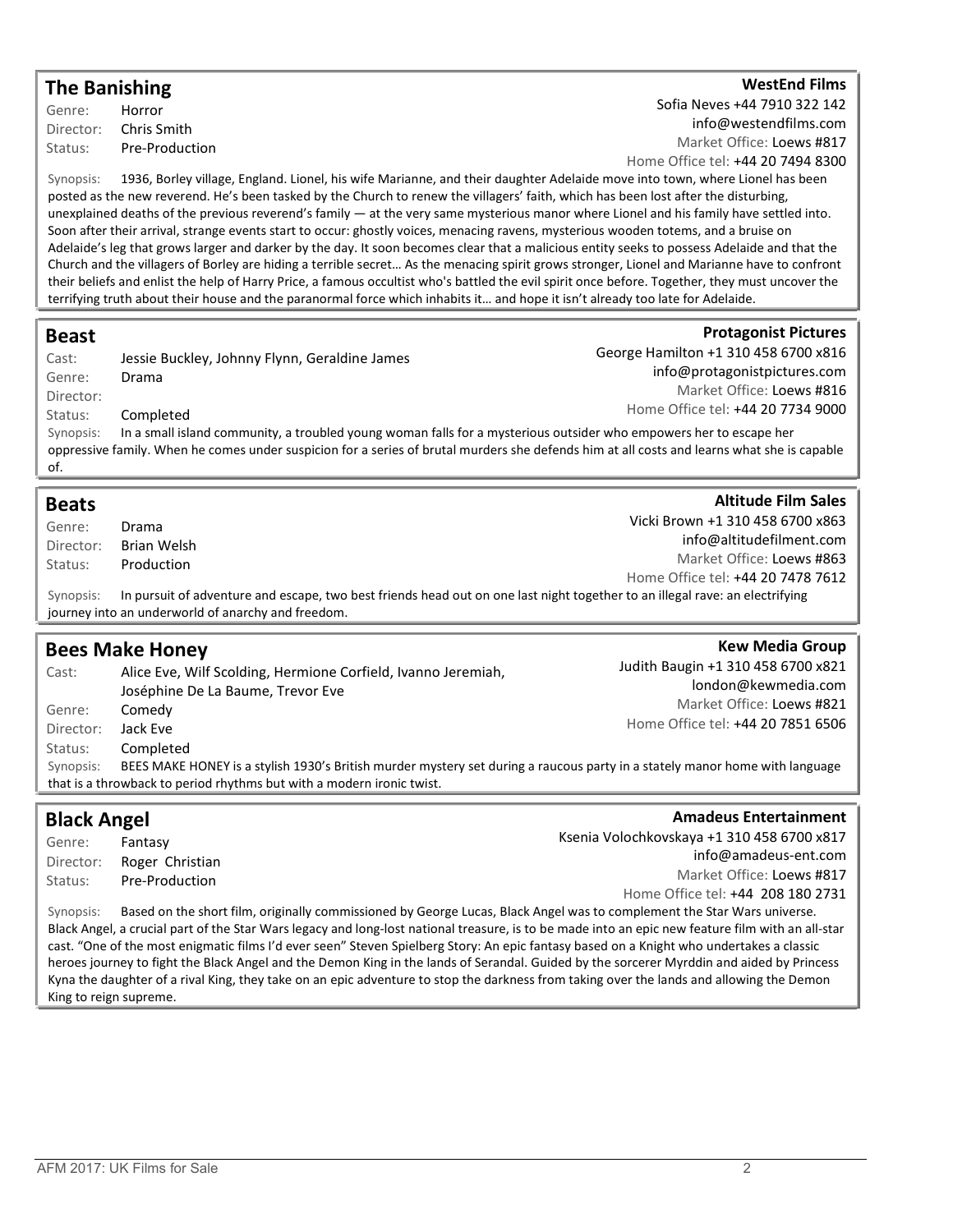## The Banishing

**WestEnd Films**
Sofia Neves +44 7910 322 142
info@westendfilms.com
Market Office: Loews #817
Home Office tel: +44 20 7494 8300

Genre: Horror
Director: Chris Smith
Status: Pre-Production

Synopsis: 1936, Borley village, England. Lionel, his wife Marianne, and their daughter Adelaide move into town, where Lionel has been posted as the new reverend. He's been tasked by the Church to renew the villagers' faith, which has been lost after the disturbing, unexplained deaths of the previous reverend's family — at the very same mysterious manor where Lionel and his family have settled into. Soon after their arrival, strange events start to occur: ghostly voices, menacing ravens, mysterious wooden totems, and a bruise on Adelaide's leg that grows larger and darker by the day. It soon becomes clear that a malicious entity seeks to possess Adelaide and that the Church and the villagers of Borley are hiding a terrible secret… As the menacing spirit grows stronger, Lionel and Marianne have to confront their beliefs and enlist the help of Harry Price, a famous occultist who's battled the evil spirit once before. Together, they must uncover the terrifying truth about their house and the paranormal force which inhabits it… and hope it isn't already too late for Adelaide.

## Beast

**Protagonist Pictures**
George Hamilton +1 310 458 6700 x816
info@protagonistpictures.com
Market Office: Loews #816
Home Office tel: +44 20 7734 9000

Cast: Jessie Buckley, Johnny Flynn, Geraldine James
Genre: Drama
Director:
Status: Completed

Synopsis: In a small island community, a troubled young woman falls for a mysterious outsider who empowers her to escape her oppressive family. When he comes under suspicion for a series of brutal murders she defends him at all costs and learns what she is capable of.

## Beats

**Altitude Film Sales**
Vicki Brown +1 310 458 6700 x863
info@altitudefilment.com
Market Office: Loews #863
Home Office tel: +44 20 7478 7612

Genre: Drama
Director: Brian Welsh
Status: Production

Synopsis: In pursuit of adventure and escape, two best friends head out on one last night together to an illegal rave: an electrifying journey into an underworld of anarchy and freedom.

## Bees Make Honey

**Kew Media Group**
Judith Baugin +1 310 458 6700 x821
london@kewmedia.com
Market Office: Loews #821
Home Office tel: +44 20 7851 6506

Cast: Alice Eve, Wilf Scolding, Hermione Corfield, Ivanno Jeremiah, Joséphine De La Baume, Trevor Eve
Genre: Comedy
Director: Jack Eve
Status: Completed

Synopsis: BEES MAKE HONEY is a stylish 1930's British murder mystery set during a raucous party in a stately manor home with language that is a throwback to period rhythms but with a modern ironic twist.

## Black Angel

**Amadeus Entertainment**
Ksenia Volochkovskaya +1 310 458 6700 x817
info@amadeus-ent.com
Market Office: Loews #817
Home Office tel: +44 208 180 2731

Genre: Fantasy
Director: Roger Christian
Status: Pre-Production

Synopsis: Based on the short film, originally commissioned by George Lucas, Black Angel was to complement the Star Wars universe. Black Angel, a crucial part of the Star Wars legacy and long-lost national treasure, is to be made into an epic new feature film with an all-star cast. "One of the most enigmatic films I'd ever seen" Steven Spielberg Story: An epic fantasy based on a Knight who undertakes a classic heroes journey to fight the Black Angel and the Demon King in the lands of Serandal. Guided by the sorcerer Myrddin and aided by Princess Kyna the daughter of a rival King, they take on an epic adventure to stop the darkness from taking over the lands and allowing the Demon King to reign supreme.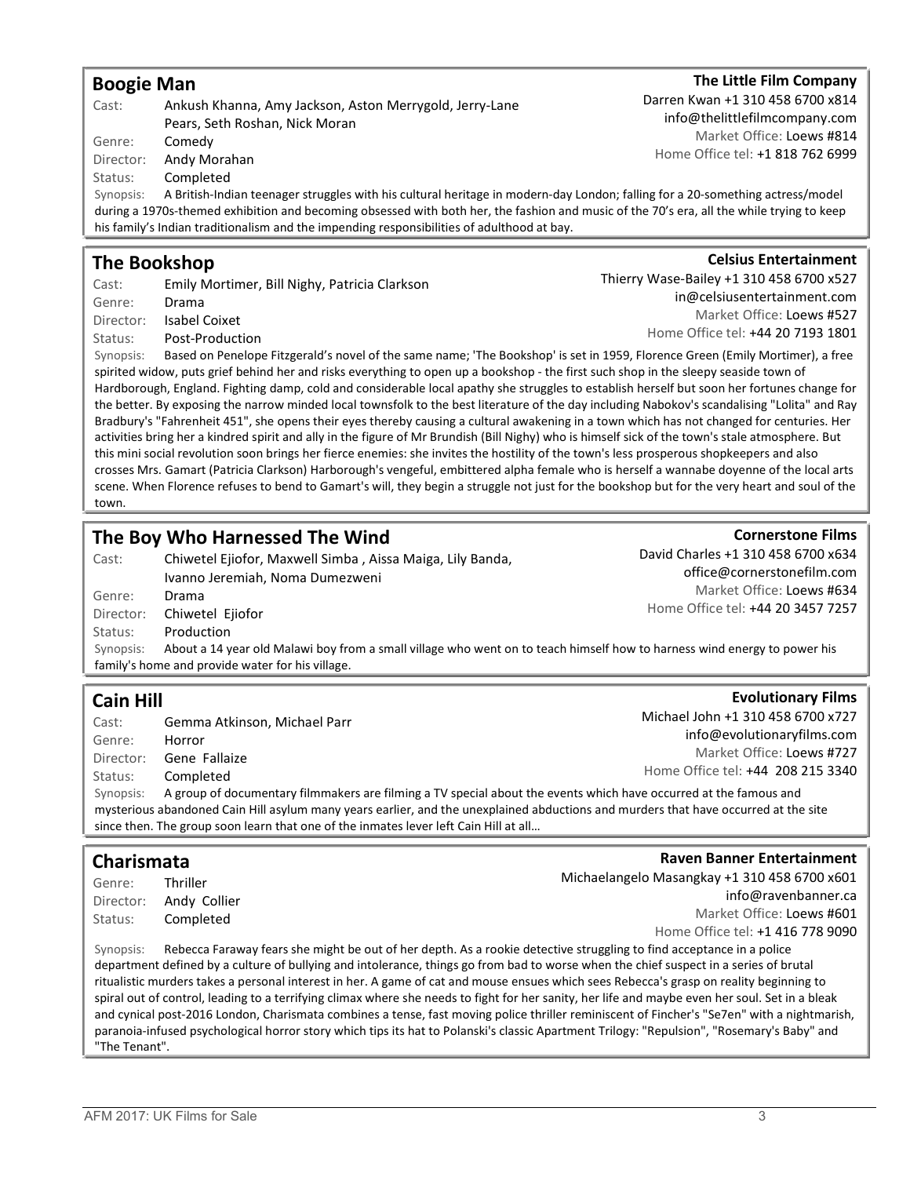## Boogie Man

**The Little Film Company**
Darren Kwan +1 310 458 6700 x814
info@thelittlefilmcompany.com
Market Office: Loews #814
Home Office tel: +1 818 762 6999

Cast: Ankush Khanna, Amy Jackson, Aston Merrygold, Jerry-Lane Pears, Seth Roshan, Nick Moran
Genre: Comedy
Director: Andy Morahan
Status: Completed
Synopsis: A British-Indian teenager struggles with his cultural heritage in modern-day London; falling for a 20-something actress/model during a 1970s-themed exhibition and becoming obsessed with both her, the fashion and music of the 70's era, all the while trying to keep his family's Indian traditionalism and the impending responsibilities of adulthood at bay.

## The Bookshop

**Celsius Entertainment**
Thierry Wase-Bailey +1 310 458 6700 x527
in@celsiusentertainment.com
Market Office: Loews #527
Home Office tel: +44 20 7193 1801

Cast: Emily Mortimer, Bill Nighy, Patricia Clarkson
Genre: Drama
Director: Isabel Coixet
Status: Post-Production
Synopsis: Based on Penelope Fitzgerald's novel of the same name; 'The Bookshop' is set in 1959, Florence Green (Emily Mortimer), a free spirited widow, puts grief behind her and risks everything to open up a bookshop - the first such shop in the sleepy seaside town of Hardborough, England. Fighting damp, cold and considerable local apathy she struggles to establish herself but soon her fortunes change for the better. By exposing the narrow minded local townsfolk to the best literature of the day including Nabokov's scandalising "Lolita" and Ray Bradbury's "Fahrenheit 451", she opens their eyes thereby causing a cultural awakening in a town which has not changed for centuries. Her activities bring her a kindred spirit and ally in the figure of Mr Brundish (Bill Nighy) who is himself sick of the town's stale atmosphere. But this mini social revolution soon brings her fierce enemies: she invites the hostility of the town's less prosperous shopkeepers and also crosses Mrs. Gamart (Patricia Clarkson) Harborough's vengeful, embittered alpha female who is herself a wannabe doyenne of the local arts scene. When Florence refuses to bend to Gamart's will, they begin a struggle not just for the bookshop but for the very heart and soul of the town.

## The Boy Who Harnessed The Wind

**Cornerstone Films**
David Charles +1 310 458 6700 x634
office@cornerstonefilm.com
Market Office: Loews #634
Home Office tel: +44 20 3457 7257

Cast: Chiwetel Ejiofor, Maxwell Simba , Aissa Maiga, Lily Banda, Ivanno Jeremiah, Noma Dumezweni
Genre: Drama
Director: Chiwetel Ejiofor
Status: Production
Synopsis: About a 14 year old Malawi boy from a small village who went on to teach himself how to harness wind energy to power his family's home and provide water for his village.

## Cain Hill

**Evolutionary Films**
Michael John +1 310 458 6700 x727
info@evolutionaryfilms.com
Market Office: Loews #727
Home Office tel: +44 208 215 3340

Cast: Gemma Atkinson, Michael Parr
Genre: Horror
Director: Gene Fallaize
Status: Completed
Synopsis: A group of documentary filmmakers are filming a TV special about the events which have occurred at the famous and mysterious abandoned Cain Hill asylum many years earlier, and the unexplained abductions and murders that have occurred at the site since then. The group soon learn that one of the inmates lever left Cain Hill at all…

## Charismata

**Raven Banner Entertainment**
Michaelangelo Masangkay +1 310 458 6700 x601
info@ravenbanner.ca
Market Office: Loews #601
Home Office tel: +1 416 778 9090

Genre: Thriller
Director: Andy Collier
Status: Completed
Synopsis: Rebecca Faraway fears she might be out of her depth. As a rookie detective struggling to find acceptance in a police department defined by a culture of bullying and intolerance, things go from bad to worse when the chief suspect in a series of brutal ritualistic murders takes a personal interest in her. A game of cat and mouse ensues which sees Rebecca's grasp on reality beginning to spiral out of control, leading to a terrifying climax where she needs to fight for her sanity, her life and maybe even her soul. Set in a bleak and cynical post-2016 London, Charismata combines a tense, fast moving police thriller reminiscent of Fincher's "Se7en" with a nightmarish, paranoia-infused psychological horror story which tips its hat to Polanski's classic Apartment Trilogy: "Repulsion", "Rosemary's Baby" and "The Tenant".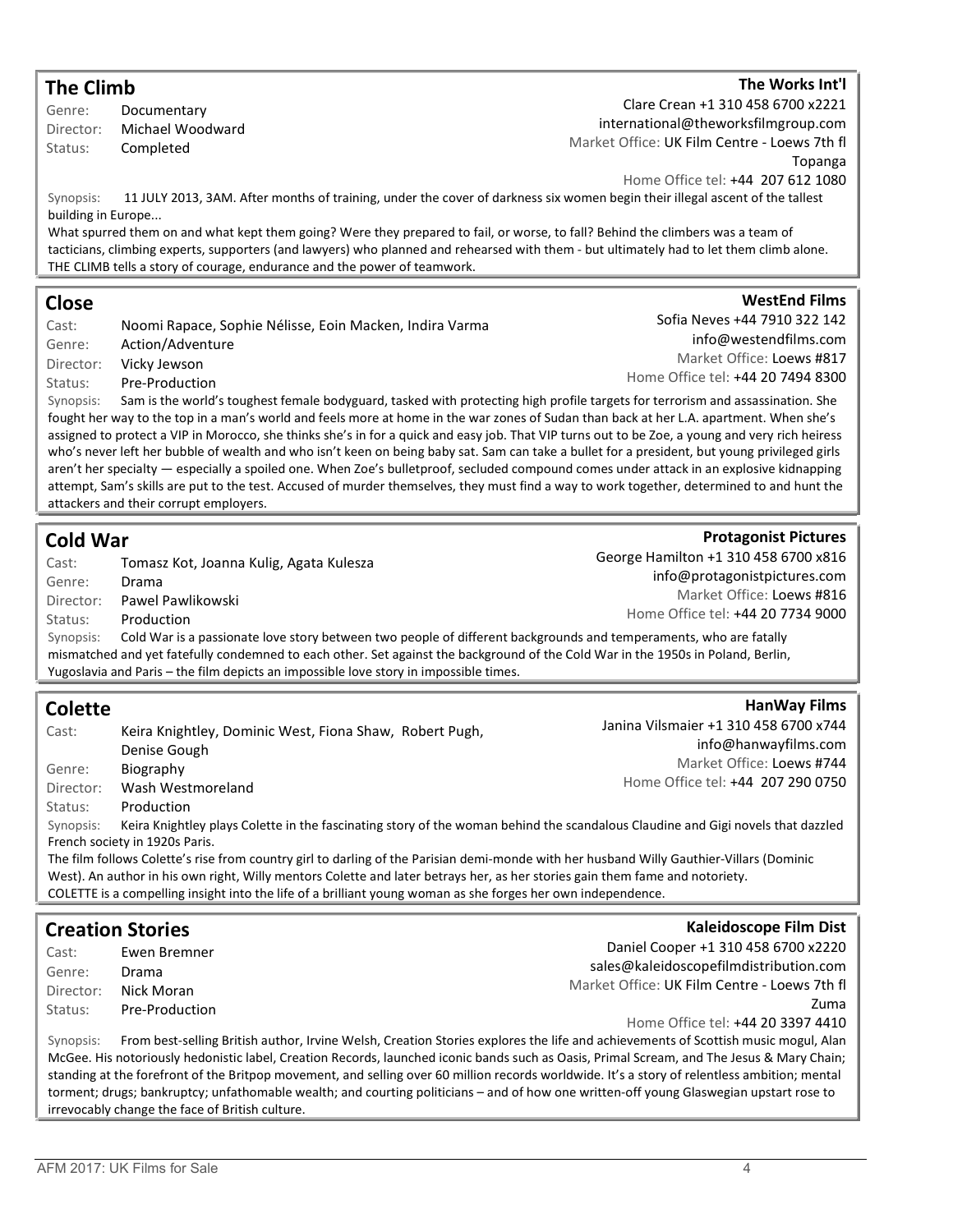## The Climb

**The Works Int'l**

Clare Crean +1 310 458 6700 x2221
international@theworksfilmgroup.com
Market Office: UK Film Centre - Loews 7th fl Topanga
Home Office tel: +44 207 612 1080

Genre: Documentary
Director: Michael Woodward
Status: Completed

Synopsis: 11 JULY 2013, 3AM. After months of training, under the cover of darkness six women begin their illegal ascent of the tallest building in Europe...

What spurred them on and what kept them going? Were they prepared to fail, or worse, to fall? Behind the climbers was a team of tacticians, climbing experts, supporters (and lawyers) who planned and rehearsed with them - but ultimately had to let them climb alone. THE CLIMB tells a story of courage, endurance and the power of teamwork.

## Close

**WestEnd Films**

Sofia Neves +44 7910 322 142
info@westendfilms.com
Market Office: Loews #817
Home Office tel: +44 20 7494 8300

Cast: Noomi Rapace, Sophie Nélisse, Eoin Macken, Indira Varma
Genre: Action/Adventure
Director: Vicky Jewson
Status: Pre-Production

Synopsis: Sam is the world's toughest female bodyguard, tasked with protecting high profile targets for terrorism and assassination. She fought her way to the top in a man's world and feels more at home in the war zones of Sudan than back at her L.A. apartment. When she's assigned to protect a VIP in Morocco, she thinks she's in for a quick and easy job. That VIP turns out to be Zoe, a young and very rich heiress who's never left her bubble of wealth and who isn't keen on being baby sat. Sam can take a bullet for a president, but young privileged girls aren't her specialty — especially a spoiled one. When Zoe's bulletproof, secluded compound comes under attack in an explosive kidnapping attempt, Sam's skills are put to the test. Accused of murder themselves, they must find a way to work together, determined to and hunt the attackers and their corrupt employers.

## Cold War

**Protagonist Pictures**

George Hamilton +1 310 458 6700 x816
info@protagonistpictures.com
Market Office: Loews #816
Home Office tel: +44 20 7734 9000

Cast: Tomasz Kot, Joanna Kulig, Agata Kulesza
Genre: Drama
Director: Pawel Pawlikowski
Status: Production

Synopsis: Cold War is a passionate love story between two people of different backgrounds and temperaments, who are fatally mismatched and yet fatefully condemned to each other. Set against the background of the Cold War in the 1950s in Poland, Berlin, Yugoslavia and Paris – the film depicts an impossible love story in impossible times.

## Colette

**HanWay Films**

Janina Vilsmaier +1 310 458 6700 x744
info@hanwayfilms.com
Market Office: Loews #744
Home Office tel: +44 207 290 0750

Cast: Keira Knightley, Dominic West, Fiona Shaw, Robert Pugh, Denise Gough
Genre: Biography
Director: Wash Westmoreland
Status: Production

Synopsis: Keira Knightley plays Colette in the fascinating story of the woman behind the scandalous Claudine and Gigi novels that dazzled French society in 1920s Paris.

The film follows Colette's rise from country girl to darling of the Parisian demi-monde with her husband Willy Gauthier-Villars (Dominic West). An author in his own right, Willy mentors Colette and later betrays her, as her stories gain them fame and notoriety.

COLETTE is a compelling insight into the life of a brilliant young woman as she forges her own independence.

## Creation Stories

**Kaleidoscope Film Dist**

Daniel Cooper +1 310 458 6700 x2220
sales@kaleidoscopefilmdistribution.com
Market Office: UK Film Centre - Loews 7th fl Zuma
Home Office tel: +44 20 3397 4410

Cast: Ewen Bremner
Genre: Drama
Director: Nick Moran
Status: Pre-Production

Synopsis: From best-selling British author, Irvine Welsh, Creation Stories explores the life and achievements of Scottish music mogul, Alan McGee. His notoriously hedonistic label, Creation Records, launched iconic bands such as Oasis, Primal Scream, and The Jesus & Mary Chain; standing at the forefront of the Britpop movement, and selling over 60 million records worldwide. It's a story of relentless ambition; mental torment; drugs; bankruptcy; unfathomable wealth; and courting politicians – and of how one written-off young Glaswegian upstart rose to irrevocably change the face of British culture.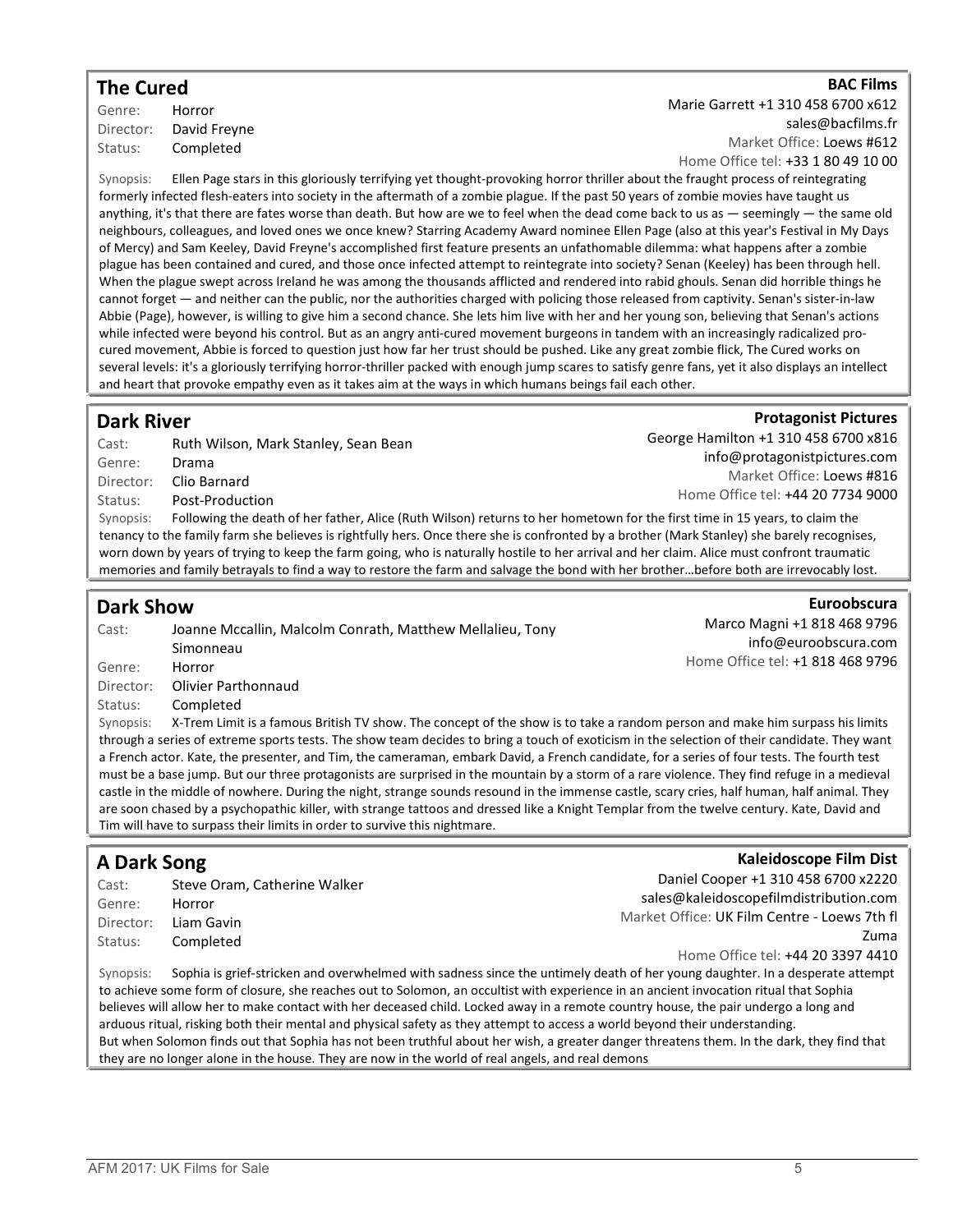## The Cured

**BAC Films**

Genre: Horror
Director: David Freyne
Status: Completed

Marie Garrett +1 310 458 6700 x612
sales@bacfilms.fr
Market Office: Loews #612
Home Office tel: +33 1 80 49 10 00

Synopsis: Ellen Page stars in this gloriously terrifying yet thought-provoking horror thriller about the fraught process of reintegrating formerly infected flesh-eaters into society in the aftermath of a zombie plague. If the past 50 years of zombie movies have taught us anything, it's that there are fates worse than death. But how are we to feel when the dead come back to us as — seemingly — the same old neighbours, colleagues, and loved ones we once knew? Starring Academy Award nominee Ellen Page (also at this year's Festival in My Days of Mercy) and Sam Keeley, David Freyne's accomplished first feature presents an unfathomable dilemma: what happens after a zombie plague has been contained and cured, and those once infected attempt to reintegrate into society? Senan (Keeley) has been through hell. When the plague swept across Ireland he was among the thousands afflicted and rendered into rabid ghouls. Senan did horrible things he cannot forget — and neither can the public, nor the authorities charged with policing those released from captivity. Senan's sister-in-law Abbie (Page), however, is willing to give him a second chance. She lets him live with her and her young son, believing that Senan's actions while infected were beyond his control. But as an angry anti-cured movement burgeons in tandem with an increasingly radicalized pro-cured movement, Abbie is forced to question just how far her trust should be pushed. Like any great zombie flick, The Cured works on several levels: it's a gloriously terrifying horror-thriller packed with enough jump scares to satisfy genre fans, yet it also displays an intellect and heart that provoke empathy even as it takes aim at the ways in which humans beings fail each other.

## Dark River

**Protagonist Pictures**

Cast: Ruth Wilson, Mark Stanley, Sean Bean
Genre: Drama
Director: Clio Barnard
Status: Post-Production

George Hamilton +1 310 458 6700 x816
info@protagonistpictures.com
Market Office: Loews #816
Home Office tel: +44 20 7734 9000

Synopsis: Following the death of her father, Alice (Ruth Wilson) returns to her hometown for the first time in 15 years, to claim the tenancy to the family farm she believes is rightfully hers. Once there she is confronted by a brother (Mark Stanley) she barely recognises, worn down by years of trying to keep the farm going, who is naturally hostile to her arrival and her claim. Alice must confront traumatic memories and family betrayals to find a way to restore the farm and salvage the bond with her brother…before both are irrevocably lost.

## Dark Show

**Euroobscura**

Cast: Joanne Mccallin, Malcolm Conrath, Matthew Mellalieu, Tony Simonneau
Genre: Horror
Director: Olivier Parthonnaud
Status: Completed

Marco Magni +1 818 468 9796
info@euroobscura.com
Home Office tel: +1 818 468 9796

Synopsis: X-Trem Limit is a famous British TV show. The concept of the show is to take a random person and make him surpass his limits through a series of extreme sports tests. The show team decides to bring a touch of exoticism in the selection of their candidate. They want a French actor. Kate, the presenter, and Tim, the cameraman, embark David, a French candidate, for a series of four tests. The fourth test must be a base jump. But our three protagonists are surprised in the mountain by a storm of a rare violence. They find refuge in a medieval castle in the middle of nowhere. During the night, strange sounds resound in the immense castle, scary cries, half human, half animal. They are soon chased by a psychopathic killer, with strange tattoos and dressed like a Knight Templar from the twelve century. Kate, David and Tim will have to surpass their limits in order to survive this nightmare.

## A Dark Song

**Kaleidoscope Film Dist**

Cast: Steve Oram, Catherine Walker
Genre: Horror
Director: Liam Gavin
Status: Completed

Daniel Cooper +1 310 458 6700 x2220
sales@kaleidoscopefilmdistribution.com
Market Office: UK Film Centre - Loews 7th fl Zuma
Home Office tel: +44 20 3397 4410

Synopsis: Sophia is grief-stricken and overwhelmed with sadness since the untimely death of her young daughter. In a desperate attempt to achieve some form of closure, she reaches out to Solomon, an occultist with experience in an ancient invocation ritual that Sophia believes will allow her to make contact with her deceased child. Locked away in a remote country house, the pair undergo a long and arduous ritual, risking both their mental and physical safety as they attempt to access a world beyond their understanding.
But when Solomon finds out that Sophia has not been truthful about her wish, a greater danger threatens them. In the dark, they find that they are no longer alone in the house. They are now in the world of real angels, and real demons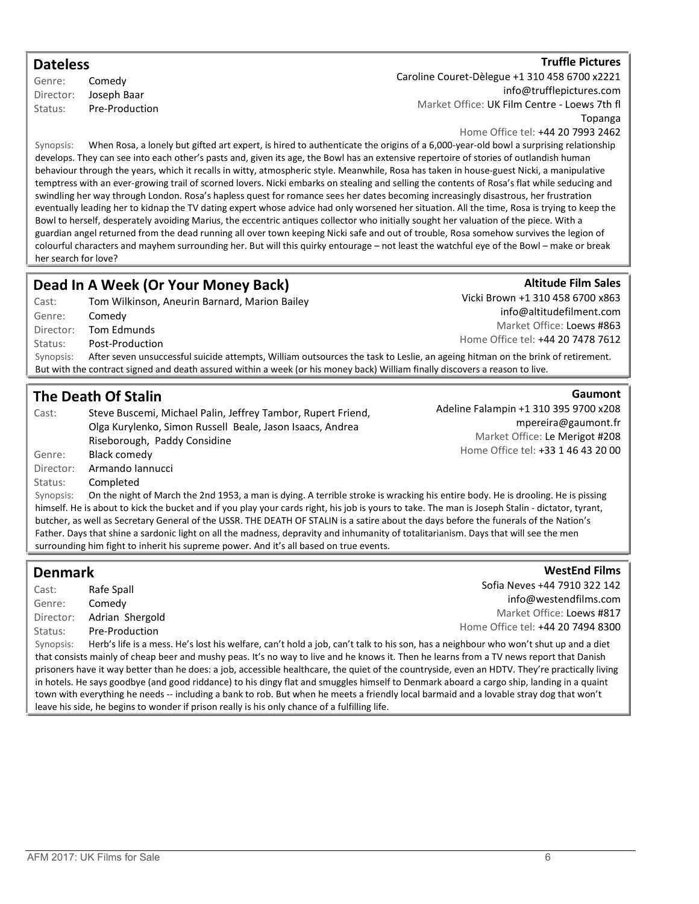## Dateless

**Truffle Pictures**
Caroline Couret-Dèlegue +1 310 458 6700 x2221
info@trufflepictures.com
Market Office: UK Film Centre - Loews 7th fl Topanga
Home Office tel: +44 20 7993 2462

Genre: Comedy
Director: Joseph Baar
Status: Pre-Production

Synopsis: When Rosa, a lonely but gifted art expert, is hired to authenticate the origins of a 6,000-year-old bowl a surprising relationship develops. They can see into each other's pasts and, given its age, the Bowl has an extensive repertoire of stories of outlandish human behaviour through the years, which it recalls in witty, atmospheric style. Meanwhile, Rosa has taken in house-guest Nicki, a manipulative temptress with an ever-growing trail of scorned lovers. Nicki embarks on stealing and selling the contents of Rosa's flat while seducing and swindling her way through London. Rosa's hapless quest for romance sees her dates becoming increasingly disastrous, her frustration eventually leading her to kidnap the TV dating expert whose advice had only worsened her situation. All the time, Rosa is trying to keep the Bowl to herself, desperately avoiding Marius, the eccentric antiques collector who initially sought her valuation of the piece. With a guardian angel returned from the dead running all over town keeping Nicki safe and out of trouble, Rosa somehow survives the legion of colourful characters and mayhem surrounding her. But will this quirky entourage – not least the watchful eye of the Bowl – make or break her search for love?

## Dead In A Week (Or Your Money Back)

**Altitude Film Sales**
Vicki Brown +1 310 458 6700 x863
info@altitudefilment.com
Market Office: Loews #863
Home Office tel: +44 20 7478 7612

Cast: Tom Wilkinson, Aneurin Barnard, Marion Bailey
Genre: Comedy
Director: Tom Edmunds
Status: Post-Production

Synopsis: After seven unsuccessful suicide attempts, William outsources the task to Leslie, an ageing hitman on the brink of retirement. But with the contract signed and death assured within a week (or his money back) William finally discovers a reason to live.

## The Death Of Stalin

**Gaumont**
Adeline Falampin +1 310 395 9700 x208
mpereira@gaumont.fr
Market Office: Le Merigot #208
Home Office tel: +33 1 46 43 20 00

Cast: Steve Buscemi, Michael Palin, Jeffrey Tambor, Rupert Friend, Olga Kurylenko, Simon Russell Beale, Jason Isaacs, Andrea Riseborough, Paddy Considine
Genre: Black comedy
Director: Armando Iannucci
Status: Completed

Synopsis: On the night of March the 2nd 1953, a man is dying. A terrible stroke is wracking his entire body. He is drooling. He is pissing himself. He is about to kick the bucket and if you play your cards right, his job is yours to take. The man is Joseph Stalin - dictator, tyrant, butcher, as well as Secretary General of the USSR. THE DEATH OF STALIN is a satire about the days before the funerals of the Nation's Father. Days that shine a sardonic light on all the madness, depravity and inhumanity of totalitarianism. Days that will see the men surrounding him fight to inherit his supreme power. And it's all based on true events.

## Denmark

**WestEnd Films**
Sofia Neves +44 7910 322 142
info@westendfilms.com
Market Office: Loews #817
Home Office tel: +44 20 7494 8300

Cast: Rafe Spall
Genre: Comedy
Director: Adrian Shergold
Status: Pre-Production

Synopsis: Herb's life is a mess. He's lost his welfare, can't hold a job, can't talk to his son, has a neighbour who won't shut up and a diet that consists mainly of cheap beer and mushy peas. It's no way to live and he knows it. Then he learns from a TV news report that Danish prisoners have it way better than he does: a job, accessible healthcare, the quiet of the countryside, even an HDTV. They're practically living in hotels. He says goodbye (and good riddance) to his dingy flat and smuggles himself to Denmark aboard a cargo ship, landing in a quaint town with everything he needs -- including a bank to rob. But when he meets a friendly local barmaid and a lovable stray dog that won't leave his side, he begins to wonder if prison really is his only chance of a fulfilling life.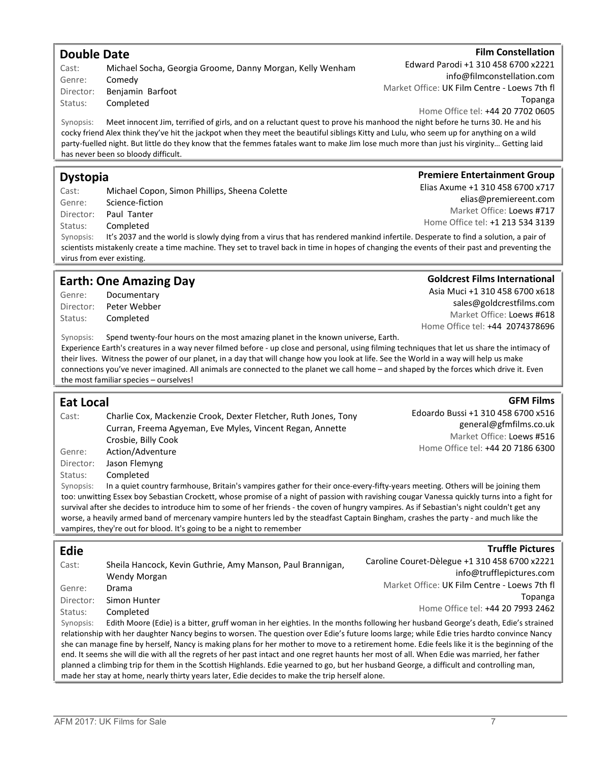## Double Date

**Film Constellation**
Edward Parodi +1 310 458 6700 x2221
info@filmconstellation.com
Market Office: UK Film Centre - Loews 7th fl Topanga
Home Office tel: +44 20 7702 0605

Cast: Michael Socha, Georgia Groome, Danny Morgan, Kelly Wenham
Genre: Comedy
Director: Benjamin Barfoot
Status: Completed

Synopsis: Meet innocent Jim, terrified of girls, and on a reluctant quest to prove his manhood the night before he turns 30. He and his cocky friend Alex think they've hit the jackpot when they meet the beautiful siblings Kitty and Lulu, who seem up for anything on a wild party-fuelled night. But little do they know that the femmes fatales want to make Jim lose much more than just his virginity… Getting laid has never been so bloody difficult.

## Dystopia

**Premiere Entertainment Group**
Elias Axume +1 310 458 6700 x717
elias@premiereent.com
Market Office: Loews #717
Home Office tel: +1 213 534 3139

Cast: Michael Copon, Simon Phillips, Sheena Colette
Genre: Science-fiction
Director: Paul Tanter
Status: Completed

Synopsis: It's 2037 and the world is slowly dying from a virus that has rendered mankind infertile. Desperate to find a solution, a pair of scientists mistakenly create a time machine. They set to travel back in time in hopes of changing the events of their past and preventing the virus from ever existing.

## Earth: One Amazing Day

**Goldcrest Films International**
Asia Muci +1 310 458 6700 x618
sales@goldcrestfilms.com
Market Office: Loews #618
Home Office tel: +44 2074378696

Genre: Documentary
Director: Peter Webber
Status: Completed

Synopsis: Spend twenty-four hours on the most amazing planet in the known universe, Earth.
Experience Earth's creatures in a way never filmed before - up close and personal, using filming techniques that let us share the intimacy of their lives. Witness the power of our planet, in a day that will change how you look at life. See the World in a way will help us make connections you've never imagined. All animals are connected to the planet we call home – and shaped by the forces which drive it. Even the most familiar species – ourselves!

## Eat Local

**GFM Films**
Edoardo Bussi +1 310 458 6700 x516
general@gfmfilms.co.uk
Market Office: Loews #516
Home Office tel: +44 20 7186 6300

Cast: Charlie Cox, Mackenzie Crook, Dexter Fletcher, Ruth Jones, Tony Curran, Freema Agyeman, Eve Myles, Vincent Regan, Annette Crosbie, Billy Cook
Genre: Action/Adventure
Director: Jason Flemyng
Status: Completed

Synopsis: In a quiet country farmhouse, Britain's vampires gather for their once-every-fifty-years meeting. Others will be joining them too: unwitting Essex boy Sebastian Crockett, whose promise of a night of passion with ravishing cougar Vanessa quickly turns into a fight for survival after she decides to introduce him to some of her friends - the coven of hungry vampires. As if Sebastian's night couldn't get any worse, a heavily armed band of mercenary vampire hunters led by the steadfast Captain Bingham, crashes the party - and much like the vampires, they're out for blood. It's going to be a night to remember

## Edie

**Truffle Pictures**
Caroline Couret-Dèlegue +1 310 458 6700 x2221
info@trufflepictures.com
Market Office: UK Film Centre - Loews 7th fl Topanga
Home Office tel: +44 20 7993 2462

Cast: Sheila Hancock, Kevin Guthrie, Amy Manson, Paul Brannigan, Wendy Morgan
Genre: Drama
Director: Simon Hunter
Status: Completed

Synopsis: Edith Moore (Edie) is a bitter, gruff woman in her eighties. In the months following her husband George's death, Edie's strained relationship with her daughter Nancy begins to worsen. The question over Edie's future looms large; while Edie tries hardto convince Nancy she can manage fine by herself, Nancy is making plans for her mother to move to a retirement home. Edie feels like it is the beginning of the end. It seems she will die with all the regrets of her past intact and one regret haunts her most of all. When Edie was married, her father planned a climbing trip for them in the Scottish Highlands. Edie yearned to go, but her husband George, a difficult and controlling man, made her stay at home, nearly thirty years later, Edie decides to make the trip herself alone.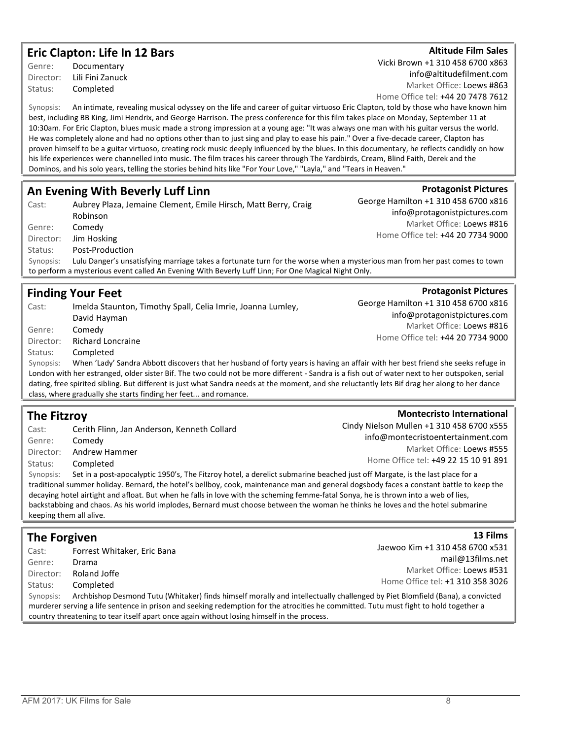## Eric Clapton: Life In 12 Bars

**Altitude Film Sales**
Vicki Brown +1 310 458 6700 x863
info@altitudefilment.com
Market Office: Loews #863
Home Office tel: +44 20 7478 7612

Genre: Documentary
Director: Lili Fini Zanuck
Status: Completed

Synopsis: An intimate, revealing musical odyssey on the life and career of guitar virtuoso Eric Clapton, told by those who have known him best, including BB King, Jimi Hendrix, and George Harrison. The press conference for this film takes place on Monday, September 11 at 10:30am. For Eric Clapton, blues music made a strong impression at a young age: "It was always one man with his guitar versus the world. He was completely alone and had no options other than to just sing and play to ease his pain." Over a five-decade career, Clapton has proven himself to be a guitar virtuoso, creating rock music deeply influenced by the blues. In this documentary, he reflects candidly on how his life experiences were channelled into music. The film traces his career through The Yardbirds, Cream, Blind Faith, Derek and the Dominos, and his solo years, telling the stories behind hits like "For Your Love," "Layla," and "Tears in Heaven."

## An Evening With Beverly Luff Linn

**Protagonist Pictures**
George Hamilton +1 310 458 6700 x816
info@protagonistpictures.com
Market Office: Loews #816
Home Office tel: +44 20 7734 9000

Cast: Aubrey Plaza, Jemaine Clement, Emile Hirsch, Matt Berry, Craig Robinson
Genre: Comedy
Director: Jim Hosking
Status: Post-Production

Synopsis: Lulu Danger's unsatisfying marriage takes a fortunate turn for the worse when a mysterious man from her past comes to town to perform a mysterious event called An Evening With Beverly Luff Linn; For One Magical Night Only.

## Finding Your Feet

**Protagonist Pictures**
George Hamilton +1 310 458 6700 x816
info@protagonistpictures.com
Market Office: Loews #816
Home Office tel: +44 20 7734 9000

Cast: Imelda Staunton, Timothy Spall, Celia Imrie, Joanna Lumley, David Hayman
Genre: Comedy
Director: Richard Loncraine
Status: Completed

Synopsis: When 'Lady' Sandra Abbott discovers that her husband of forty years is having an affair with her best friend she seeks refuge in London with her estranged, older sister Bif. The two could not be more different - Sandra is a fish out of water next to her outspoken, serial dating, free spirited sibling. But different is just what Sandra needs at the moment, and she reluctantly lets Bif drag her along to her dance class, where gradually she starts finding her feet... and romance.

## The Fitzroy

**Montecristo International**
Cindy Nielson Mullen +1 310 458 6700 x555
info@montecristoentertainment.com
Market Office: Loews #555
Home Office tel: +49 22 15 10 91 891

Cast: Cerith Flinn, Jan Anderson, Kenneth Collard
Genre: Comedy
Director: Andrew Hammer
Status: Completed

Synopsis: Set in a post-apocalyptic 1950's, The Fitzroy hotel, a derelict submarine beached just off Margate, is the last place for a traditional summer holiday. Bernard, the hotel's bellboy, cook, maintenance man and general dogsbody faces a constant battle to keep the decaying hotel airtight and afloat. But when he falls in love with the scheming femme-fatal Sonya, he is thrown into a web of lies, backstabbing and chaos. As his world implodes, Bernard must choose between the woman he thinks he loves and the hotel submarine keeping them all alive.

## The Forgiven

**13 Films**
Jaewoo Kim +1 310 458 6700 x531
mail@13films.net
Market Office: Loews #531
Home Office tel: +1 310 358 3026

Cast: Forrest Whitaker, Eric Bana
Genre: Drama
Director: Roland Joffe
Status: Completed

Synopsis: Archbishop Desmond Tutu (Whitaker) finds himself morally and intellectually challenged by Piet Blomfield (Bana), a convicted murderer serving a life sentence in prison and seeking redemption for the atrocities he committed. Tutu must fight to hold together a country threatening to tear itself apart once again without losing himself in the process.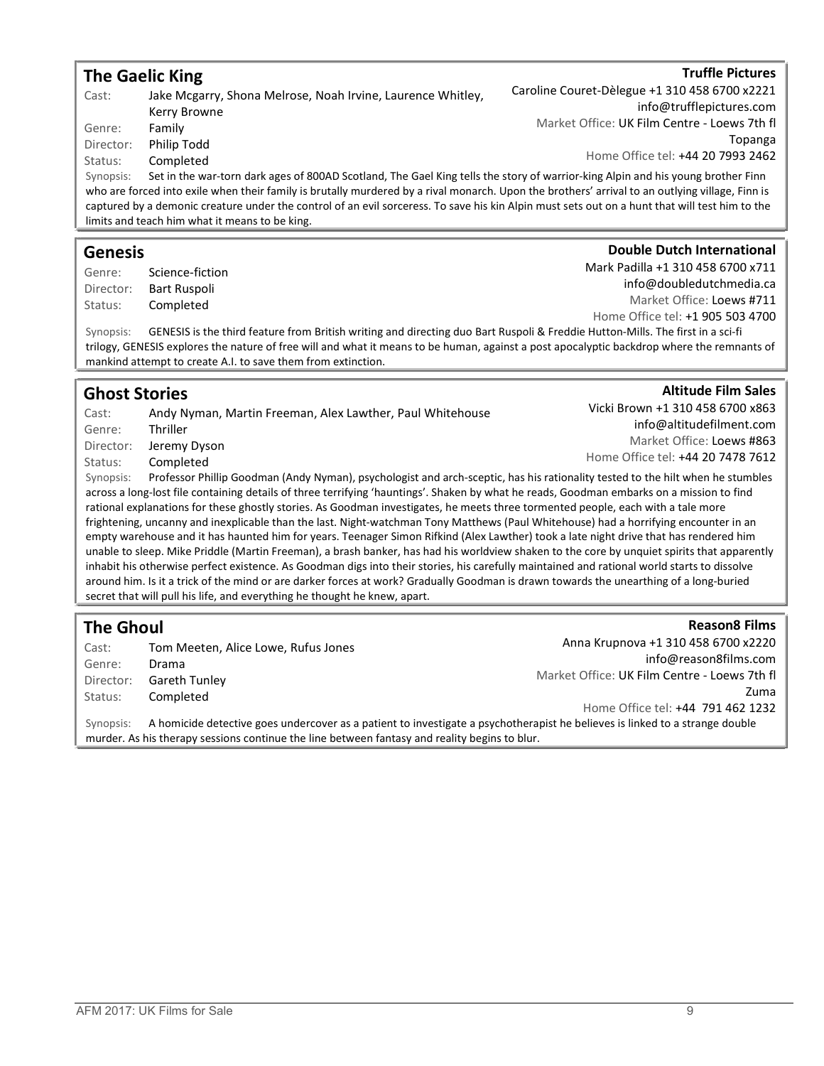## The Gaelic King

**Truffle Pictures**
Caroline Couret-Dèlegue +1 310 458 6700 x2221
info@trufflepictures.com
Market Office: UK Film Centre - Loews 7th fl Topanga
Home Office tel: +44 20 7993 2462

Cast: Jake Mcgarry, Shona Melrose, Noah Irvine, Laurence Whitley, Kerry Browne
Genre: Family
Director: Philip Todd
Status: Completed

Synopsis: Set in the war-torn dark ages of 800AD Scotland, The Gael King tells the story of warrior-king Alpin and his young brother Finn who are forced into exile when their family is brutally murdered by a rival monarch. Upon the brothers' arrival to an outlying village, Finn is captured by a demonic creature under the control of an evil sorceress. To save his kin Alpin must sets out on a hunt that will test him to the limits and teach him what it means to be king.

## Genesis

**Double Dutch International**
Mark Padilla +1 310 458 6700 x711
info@doubledutchmedia.ca
Market Office: Loews #711
Home Office tel: +1 905 503 4700

Genre: Science-fiction
Director: Bart Ruspoli
Status: Completed

Synopsis: GENESIS is the third feature from British writing and directing duo Bart Ruspoli & Freddie Hutton-Mills. The first in a sci-fi trilogy, GENESIS explores the nature of free will and what it means to be human, against a post apocalyptic backdrop where the remnants of mankind attempt to create A.I. to save them from extinction.

## Ghost Stories

**Altitude Film Sales**
Vicki Brown +1 310 458 6700 x863
info@altitudefilment.com
Market Office: Loews #863
Home Office tel: +44 20 7478 7612

Cast: Andy Nyman, Martin Freeman, Alex Lawther, Paul Whitehouse
Genre: Thriller
Director: Jeremy Dyson
Status: Completed

Synopsis: Professor Phillip Goodman (Andy Nyman), psychologist and arch-sceptic, has his rationality tested to the hilt when he stumbles across a long-lost file containing details of three terrifying 'hauntings'. Shaken by what he reads, Goodman embarks on a mission to find rational explanations for these ghostly stories. As Goodman investigates, he meets three tormented people, each with a tale more frightening, uncanny and inexplicable than the last. Night-watchman Tony Matthews (Paul Whitehouse) had a horrifying encounter in an empty warehouse and it has haunted him for years. Teenager Simon Rifkind (Alex Lawther) took a late night drive that has rendered him unable to sleep. Mike Priddle (Martin Freeman), a brash banker, has had his worldview shaken to the core by unquiet spirits that apparently inhabit his otherwise perfect existence. As Goodman digs into their stories, his carefully maintained and rational world starts to dissolve around him. Is it a trick of the mind or are darker forces at work? Gradually Goodman is drawn towards the unearthing of a long-buried secret that will pull his life, and everything he thought he knew, apart.

## The Ghoul

**Reason8 Films**
Anna Krupnova +1 310 458 6700 x2220
info@reason8films.com
Market Office: UK Film Centre - Loews 7th fl Zuma
Home Office tel: +44 791 462 1232

Cast: Tom Meeten, Alice Lowe, Rufus Jones
Genre: Drama
Director: Gareth Tunley
Status: Completed

Synopsis: A homicide detective goes undercover as a patient to investigate a psychotherapist he believes is linked to a strange double murder. As his therapy sessions continue the line between fantasy and reality begins to blur.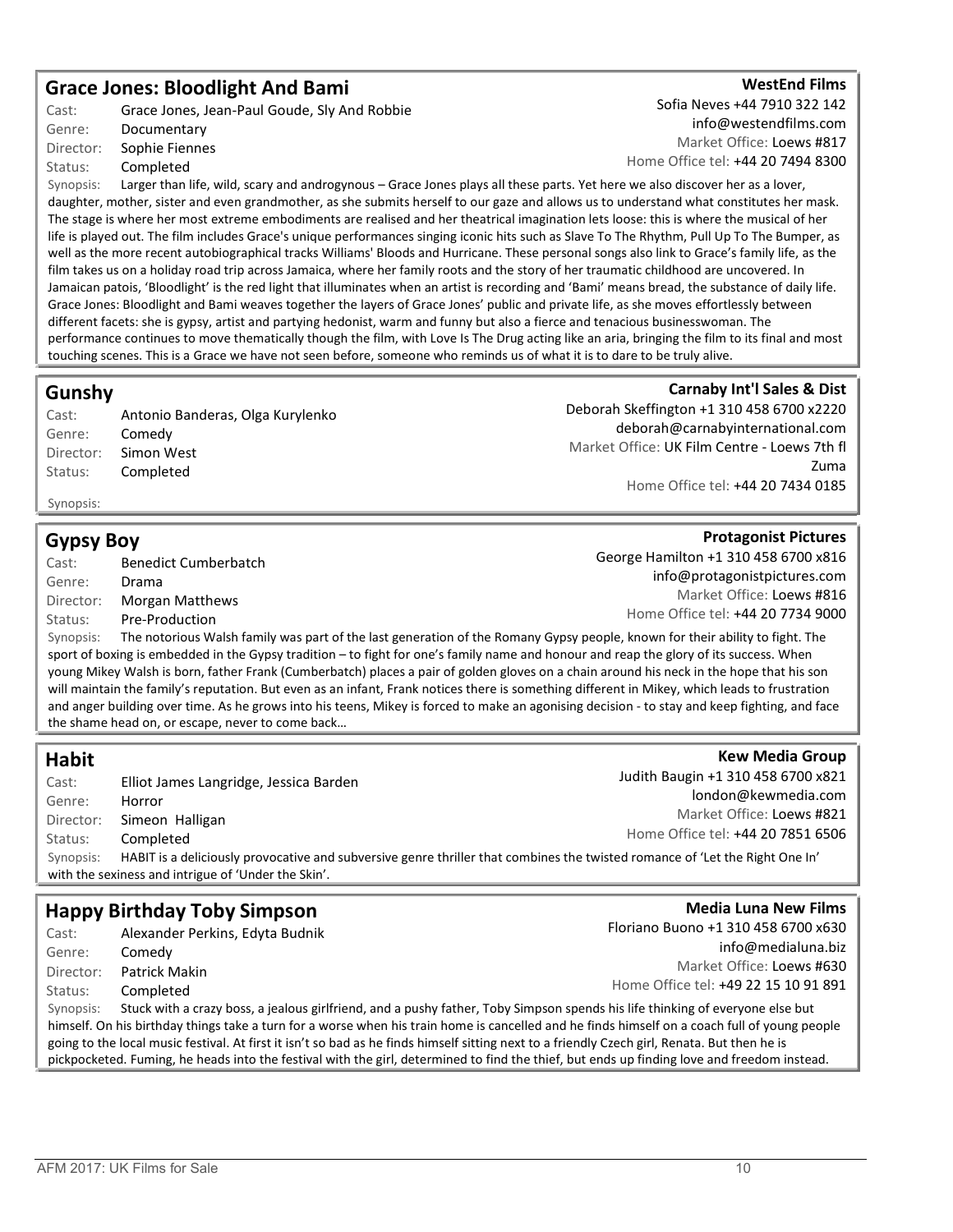## Grace Jones: Bloodlight And Bami

**WestEnd Films**
Sofia Neves +44 7910 322 142
info@westendfilms.com
Market Office: Loews #817
Home Office tel: +44 20 7494 8300

Cast: Grace Jones, Jean-Paul Goude, Sly And Robbie
Genre: Documentary
Director: Sophie Fiennes
Status: Completed

Synopsis: Larger than life, wild, scary and androgynous – Grace Jones plays all these parts. Yet here we also discover her as a lover, daughter, mother, sister and even grandmother, as she submits herself to our gaze and allows us to understand what constitutes her mask. The stage is where her most extreme embodiments are realised and her theatrical imagination lets loose: this is where the musical of her life is played out. The film includes Grace's unique performances singing iconic hits such as Slave To The Rhythm, Pull Up To The Bumper, as well as the more recent autobiographical tracks Williams' Bloods and Hurricane. These personal songs also link to Grace's family life, as the film takes us on a holiday road trip across Jamaica, where her family roots and the story of her traumatic childhood are uncovered. In Jamaican patois, 'Bloodlight' is the red light that illuminates when an artist is recording and 'Bami' means bread, the substance of daily life. Grace Jones: Bloodlight and Bami weaves together the layers of Grace Jones' public and private life, as she moves effortlessly between different facets: she is gypsy, artist and partying hedonist, warm and funny but also a fierce and tenacious businesswoman. The performance continues to move thematically though the film, with Love Is The Drug acting like an aria, bringing the film to its final and most touching scenes. This is a Grace we have not seen before, someone who reminds us of what it is to dare to be truly alive.

## Gunshy

**Carnaby Int'l Sales & Dist**
Deborah Skeffington +1 310 458 6700 x2220
deborah@carnabyinternational.com
Market Office: UK Film Centre - Loews 7th fl Zuma
Home Office tel: +44 20 7434 0185

Cast: Antonio Banderas, Olga Kurylenko
Genre: Comedy
Director: Simon West
Status: Completed

Synopsis:

## Gypsy Boy

**Protagonist Pictures**
George Hamilton +1 310 458 6700 x816
info@protagonistpictures.com
Market Office: Loews #816
Home Office tel: +44 20 7734 9000

Cast: Benedict Cumberbatch
Genre: Drama
Director: Morgan Matthews
Status: Pre-Production

Synopsis: The notorious Walsh family was part of the last generation of the Romany Gypsy people, known for their ability to fight. The sport of boxing is embedded in the Gypsy tradition – to fight for one's family name and honour and reap the glory of its success. When young Mikey Walsh is born, father Frank (Cumberbatch) places a pair of golden gloves on a chain around his neck in the hope that his son will maintain the family's reputation. But even as an infant, Frank notices there is something different in Mikey, which leads to frustration and anger building over time. As he grows into his teens, Mikey is forced to make an agonising decision - to stay and keep fighting, and face the shame head on, or escape, never to come back…

## Habit

**Kew Media Group**
Judith Baugin +1 310 458 6700 x821
london@kewmedia.com
Market Office: Loews #821
Home Office tel: +44 20 7851 6506

Cast: Elliot James Langridge, Jessica Barden
Genre: Horror
Director: Simeon Halligan
Status: Completed

Synopsis: HABIT is a deliciously provocative and subversive genre thriller that combines the twisted romance of 'Let the Right One In' with the sexiness and intrigue of 'Under the Skin'.

## Happy Birthday Toby Simpson

**Media Luna New Films**
Floriano Buono +1 310 458 6700 x630
info@medialuna.biz
Market Office: Loews #630
Home Office tel: +49 22 15 10 91 891

Cast: Alexander Perkins, Edyta Budnik
Genre: Comedy
Director: Patrick Makin
Status: Completed

Synopsis: Stuck with a crazy boss, a jealous girlfriend, and a pushy father, Toby Simpson spends his life thinking of everyone else but himself. On his birthday things take a turn for a worse when his train home is cancelled and he finds himself on a coach full of young people going to the local music festival. At first it isn't so bad as he finds himself sitting next to a friendly Czech girl, Renata. But then he is pickpocketed. Fuming, he heads into the festival with the girl, determined to find the thief, but ends up finding love and freedom instead.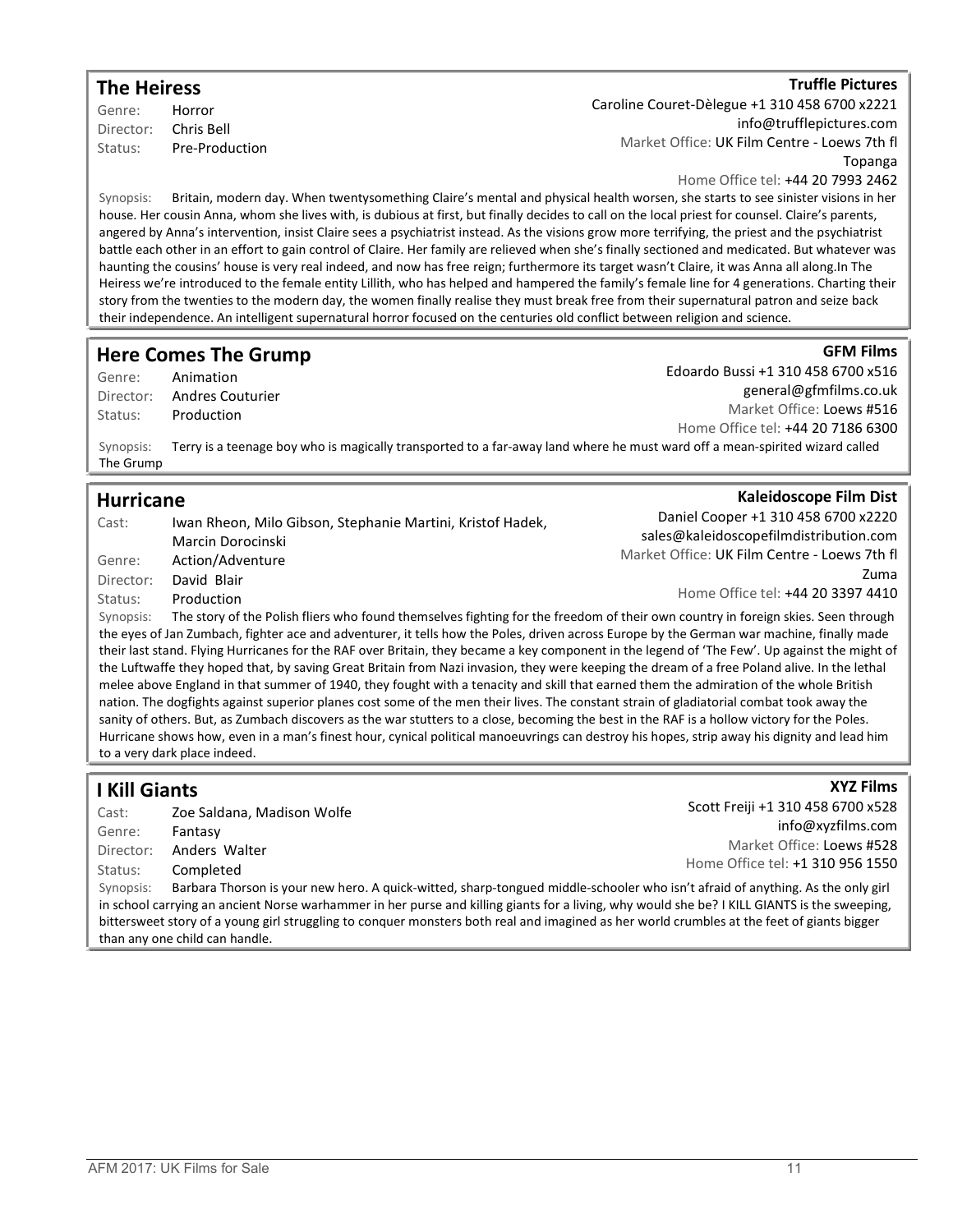## The Heiress

**Truffle Pictures**
Caroline Couret-Dèlegue +1 310 458 6700 x2221
info@trufflepictures.com
Market Office: UK Film Centre - Loews 7th fl Topanga
Home Office tel: +44 20 7993 2462

Genre: Horror
Director: Chris Bell
Status: Pre-Production

Synopsis: Britain, modern day. When twentysomething Claire's mental and physical health worsen, she starts to see sinister visions in her house. Her cousin Anna, whom she lives with, is dubious at first, but finally decides to call on the local priest for counsel. Claire's parents, angered by Anna's intervention, insist Claire sees a psychiatrist instead. As the visions grow more terrifying, the priest and the psychiatrist battle each other in an effort to gain control of Claire. Her family are relieved when she's finally sectioned and medicated. But whatever was haunting the cousins' house is very real indeed, and now has free reign; furthermore its target wasn't Claire, it was Anna all along.In The Heiress we're introduced to the female entity Lillith, who has helped and hampered the family's female line for 4 generations. Charting their story from the twenties to the modern day, the women finally realise they must break free from their supernatural patron and seize back their independence. An intelligent supernatural horror focused on the centuries old conflict between religion and science.

## Here Comes The Grump

**GFM Films**
Edoardo Bussi +1 310 458 6700 x516
general@gfmfilms.co.uk
Market Office: Loews #516
Home Office tel: +44 20 7186 6300

Genre: Animation
Director: Andres Couturier
Status: Production

Synopsis: Terry is a teenage boy who is magically transported to a far-away land where he must ward off a mean-spirited wizard called The Grump

## Hurricane

**Kaleidoscope Film Dist**
Daniel Cooper +1 310 458 6700 x2220
sales@kaleidoscopefilmdistribution.com
Market Office: UK Film Centre - Loews 7th fl Zuma
Home Office tel: +44 20 3397 4410

Cast: Iwan Rheon, Milo Gibson, Stephanie Martini, Kristof Hadek, Marcin Dorocinski
Genre: Action/Adventure
Director: David Blair
Status: Production

Synopsis: The story of the Polish fliers who found themselves fighting for the freedom of their own country in foreign skies. Seen through the eyes of Jan Zumbach, fighter ace and adventurer, it tells how the Poles, driven across Europe by the German war machine, finally made their last stand. Flying Hurricanes for the RAF over Britain, they became a key component in the legend of 'The Few'. Up against the might of the Luftwaffe they hoped that, by saving Great Britain from Nazi invasion, they were keeping the dream of a free Poland alive. In the lethal melee above England in that summer of 1940, they fought with a tenacity and skill that earned them the admiration of the whole British nation. The dogfights against superior planes cost some of the men their lives. The constant strain of gladiatorial combat took away the sanity of others. But, as Zumbach discovers as the war stutters to a close, becoming the best in the RAF is a hollow victory for the Poles. Hurricane shows how, even in a man's finest hour, cynical political manoeuvrings can destroy his hopes, strip away his dignity and lead him to a very dark place indeed.

## I Kill Giants

**XYZ Films**
Scott Freiji +1 310 458 6700 x528
info@xyzfilms.com
Market Office: Loews #528
Home Office tel: +1 310 956 1550

Cast: Zoe Saldana, Madison Wolfe
Genre: Fantasy
Director: Anders Walter
Status: Completed

Synopsis: Barbara Thorson is your new hero. A quick-witted, sharp-tongued middle-schooler who isn't afraid of anything. As the only girl in school carrying an ancient Norse warhammer in her purse and killing giants for a living, why would she be? I KILL GIANTS is the sweeping, bittersweet story of a young girl struggling to conquer monsters both real and imagined as her world crumbles at the feet of giants bigger than any one child can handle.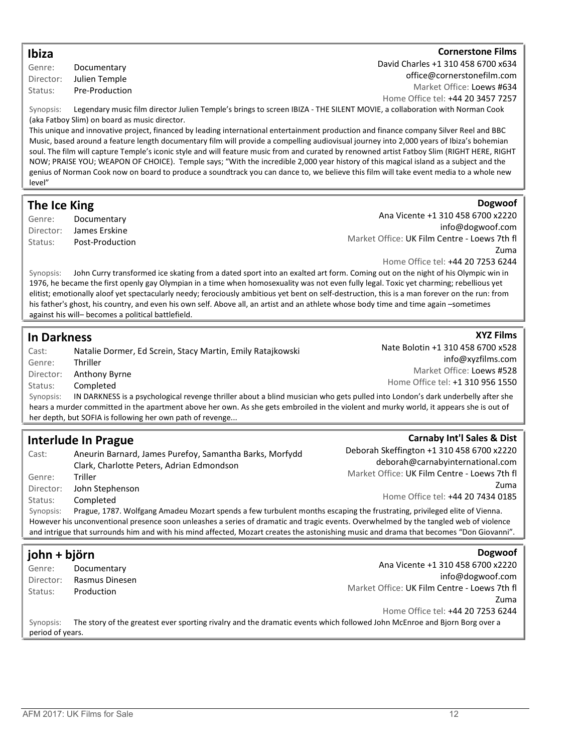## Ibiza

**Cornerstone Films**
David Charles +1 310 458 6700 x634
office@cornerstonefilm.com
Market Office: Loews #634
Home Office tel: +44 20 3457 7257

Genre: Documentary
Director: Julien Temple
Status: Pre-Production

Synopsis: Legendary music film director Julien Temple's brings to screen IBIZA - THE SILENT MOVIE, a collaboration with Norman Cook (aka Fatboy Slim) on board as music director.
This unique and innovative project, financed by leading international entertainment production and finance company Silver Reel and BBC Music, based around a feature length documentary film will provide a compelling audiovisual journey into 2,000 years of Ibiza's bohemian soul. The film will capture Temple's iconic style and will feature music from and curated by renowned artist Fatboy Slim (RIGHT HERE, RIGHT NOW; PRAISE YOU; WEAPON OF CHOICE). Temple says; "With the incredible 2,000 year history of this magical island as a subject and the genius of Norman Cook now on board to produce a soundtrack you can dance to, we believe this film will take event media to a whole new level"

## The Ice King

**Dogwoof**
Ana Vicente +1 310 458 6700 x2220
info@dogwoof.com
Market Office: UK Film Centre - Loews 7th fl Zuma
Home Office tel: +44 20 7253 6244

Genre: Documentary
Director: James Erskine
Status: Post-Production

Synopsis: John Curry transformed ice skating from a dated sport into an exalted art form. Coming out on the night of his Olympic win in 1976, he became the first openly gay Olympian in a time when homosexuality was not even fully legal. Toxic yet charming; rebellious yet elitist; emotionally aloof yet spectacularly needy; ferociously ambitious yet bent on self-destruction, this is a man forever on the run: from his father's ghost, his country, and even his own self. Above all, an artist and an athlete whose body time and time again –sometimes against his will– becomes a political battlefield.

## In Darkness

**XYZ Films**
Nate Bolotin +1 310 458 6700 x528
info@xyzfilms.com
Market Office: Loews #528
Home Office tel: +1 310 956 1550

Cast: Natalie Dormer, Ed Screin, Stacy Martin, Emily Ratajkowski
Genre: Thriller
Director: Anthony Byrne
Status: Completed

Synopsis: IN DARKNESS is a psychological revenge thriller about a blind musician who gets pulled into London's dark underbelly after she hears a murder committed in the apartment above her own. As she gets embroiled in the violent and murky world, it appears she is out of her depth, but SOFIA is following her own path of revenge...

## Interlude In Prague

**Carnaby Int'l Sales & Dist**
Deborah Skeffington +1 310 458 6700 x2220
deborah@carnabyinternational.com
Market Office: UK Film Centre - Loews 7th fl Zuma
Home Office tel: +44 20 7434 0185

Cast: Aneurin Barnard, James Purefoy, Samantha Barks, Morfydd Clark, Charlotte Peters, Adrian Edmondson
Genre: Triller
Director: John Stephenson
Status: Completed

Synopsis: Prague, 1787. Wolfgang Amadeu Mozart spends a few turbulent months escaping the frustrating, privileged elite of Vienna. However his unconventional presence soon unleashes a series of dramatic and tragic events. Overwhelmed by the tangled web of violence and intrigue that surrounds him and with his mind affected, Mozart creates the astonishing music and drama that becomes "Don Giovanni".

## john + björn

**Dogwoof**
Ana Vicente +1 310 458 6700 x2220
info@dogwoof.com
Market Office: UK Film Centre - Loews 7th fl Zuma
Home Office tel: +44 20 7253 6244

Genre: Documentary
Director: Rasmus Dinesen
Status: Production

Synopsis: The story of the greatest ever sporting rivalry and the dramatic events which followed John McEnroe and Bjorn Borg over a period of years.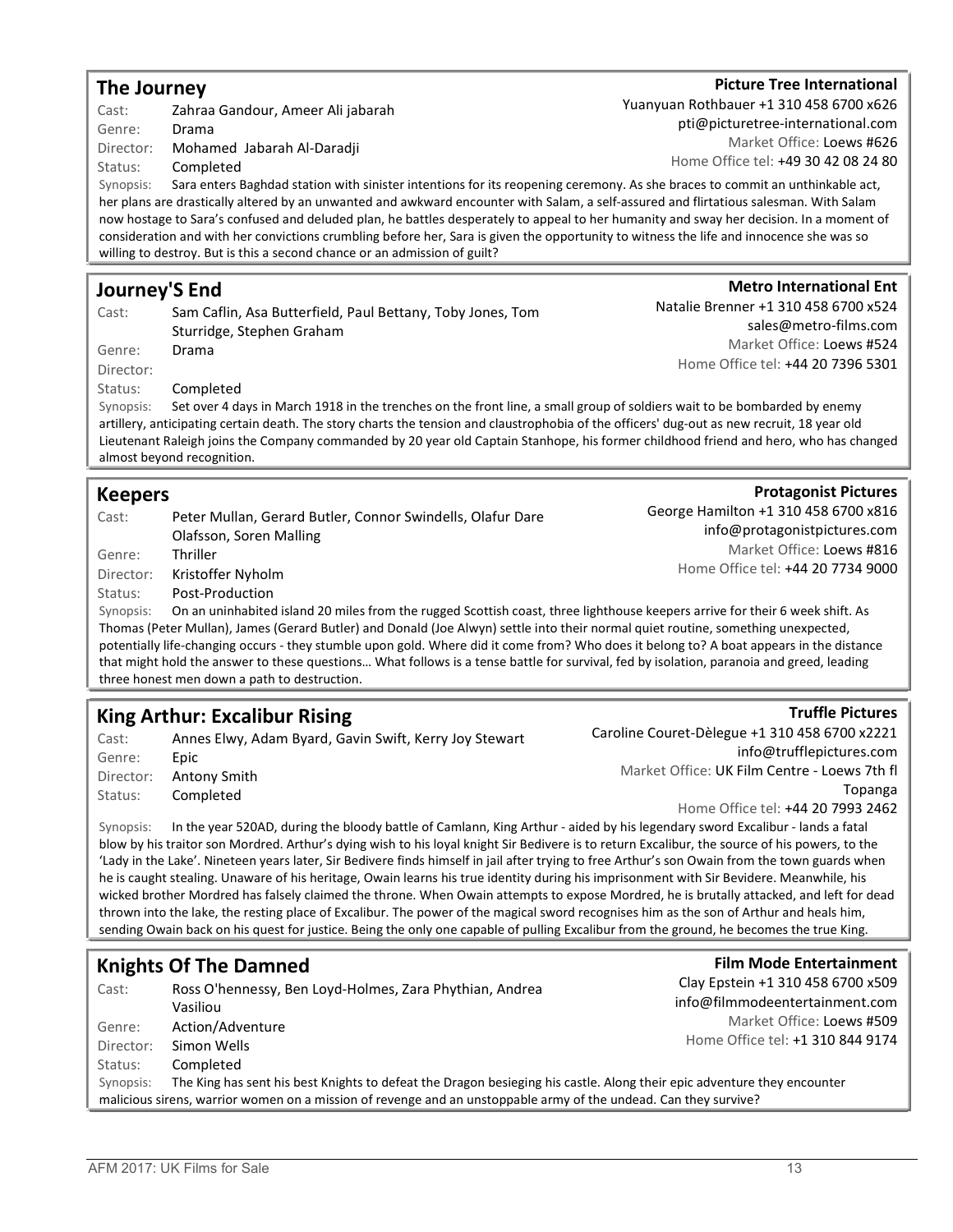## The Journey

**Picture Tree International**
Yuanyuan Rothbauer +1 310 458 6700 x626
pti@picturetree-international.com
Market Office: Loews #626
Home Office tel: +49 30 42 08 24 80

Cast: Zahraa Gandour, Ameer Ali jabarah
Genre: Drama
Director: Mohamed Jabarah Al-Daradji
Status: Completed

Synopsis: Sara enters Baghdad station with sinister intentions for its reopening ceremony. As she braces to commit an unthinkable act, her plans are drastically altered by an unwanted and awkward encounter with Salam, a self-assured and flirtatious salesman. With Salam now hostage to Sara's confused and deluded plan, he battles desperately to appeal to her humanity and sway her decision. In a moment of consideration and with her convictions crumbling before her, Sara is given the opportunity to witness the life and innocence she was so willing to destroy. But is this a second chance or an admission of guilt?

## Journey'S End

**Metro International Ent**
Natalie Brenner +1 310 458 6700 x524
sales@metro-films.com
Market Office: Loews #524
Home Office tel: +44 20 7396 5301

Cast: Sam Caflin, Asa Butterfield, Paul Bettany, Toby Jones, Tom Sturridge, Stephen Graham
Genre: Drama
Director:
Status: Completed

Synopsis: Set over 4 days in March 1918 in the trenches on the front line, a small group of soldiers wait to be bombarded by enemy artillery, anticipating certain death. The story charts the tension and claustrophobia of the officers' dug-out as new recruit, 18 year old Lieutenant Raleigh joins the Company commanded by 20 year old Captain Stanhope, his former childhood friend and hero, who has changed almost beyond recognition.

## Keepers

**Protagonist Pictures**
George Hamilton +1 310 458 6700 x816
info@protagonistpictures.com
Market Office: Loews #816
Home Office tel: +44 20 7734 9000

Cast: Peter Mullan, Gerard Butler, Connor Swindells, Olafur Dare Olafsson, Soren Malling
Genre: Thriller
Director: Kristoffer Nyholm
Status: Post-Production

Synopsis: On an uninhabited island 20 miles from the rugged Scottish coast, three lighthouse keepers arrive for their 6 week shift. As Thomas (Peter Mullan), James (Gerard Butler) and Donald (Joe Alwyn) settle into their normal quiet routine, something unexpected, potentially life-changing occurs - they stumble upon gold. Where did it come from? Who does it belong to? A boat appears in the distance that might hold the answer to these questions… What follows is a tense battle for survival, fed by isolation, paranoia and greed, leading three honest men down a path to destruction.

## King Arthur: Excalibur Rising

**Truffle Pictures**
Caroline Couret-Dèlegue +1 310 458 6700 x2221
info@trufflepictures.com
Market Office: UK Film Centre - Loews 7th fl Topanga
Home Office tel: +44 20 7993 2462

Cast: Annes Elwy, Adam Byard, Gavin Swift, Kerry Joy Stewart
Genre: Epic
Director: Antony Smith
Status: Completed

Synopsis: In the year 520AD, during the bloody battle of Camlann, King Arthur - aided by his legendary sword Excalibur - lands a fatal blow by his traitor son Mordred. Arthur's dying wish to his loyal knight Sir Bedivere is to return Excalibur, the source of his powers, to the 'Lady in the Lake'. Nineteen years later, Sir Bedivere finds himself in jail after trying to free Arthur's son Owain from the town guards when he is caught stealing. Unaware of his heritage, Owain learns his true identity during his imprisonment with Sir Bevidere. Meanwhile, his wicked brother Mordred has falsely claimed the throne. When Owain attempts to expose Mordred, he is brutally attacked, and left for dead thrown into the lake, the resting place of Excalibur. The power of the magical sword recognises him as the son of Arthur and heals him, sending Owain back on his quest for justice. Being the only one capable of pulling Excalibur from the ground, he becomes the true King.

## Knights Of The Damned

**Film Mode Entertainment**
Clay Epstein +1 310 458 6700 x509
info@filmmodeentertainment.com
Market Office: Loews #509
Home Office tel: +1 310 844 9174

Cast: Ross O'hennessy, Ben Loyd-Holmes, Zara Phythian, Andrea Vasiliou
Genre: Action/Adventure
Director: Simon Wells
Status: Completed

Synopsis: The King has sent his best Knights to defeat the Dragon besieging his castle. Along their epic adventure they encounter malicious sirens, warrior women on a mission of revenge and an unstoppable army of the undead. Can they survive?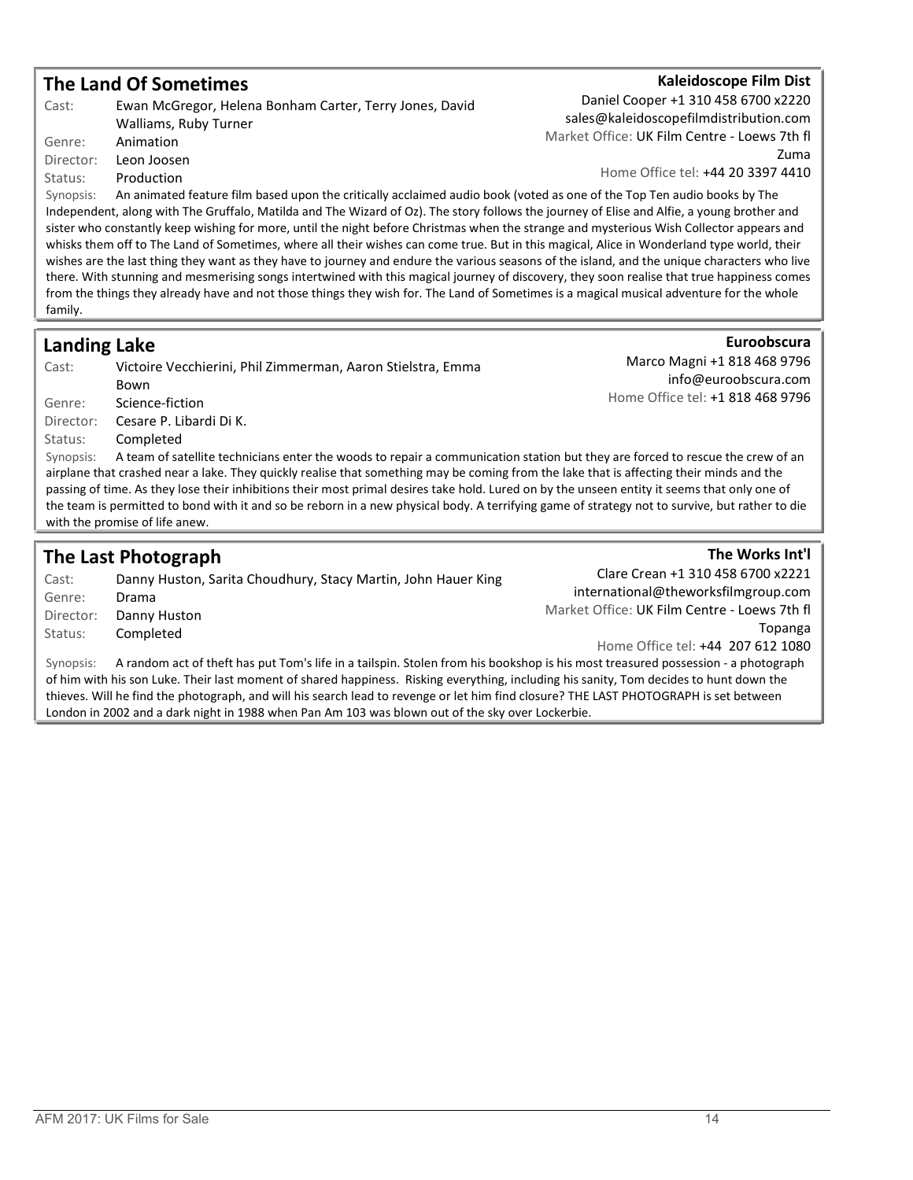## The Land Of Sometimes

**Kaleidoscope Film Dist**
Daniel Cooper +1 310 458 6700 x2220
sales@kaleidoscopefilmdistribution.com
Market Office: UK Film Centre - Loews 7th fl Zuma
Home Office tel: +44 20 3397 4410

Cast: Ewan McGregor, Helena Bonham Carter, Terry Jones, David Walliams, Ruby Turner
Genre: Animation
Director: Leon Joosen
Status: Production

Synopsis: An animated feature film based upon the critically acclaimed audio book (voted as one of the Top Ten audio books by The Independent, along with The Gruffalo, Matilda and The Wizard of Oz). The story follows the journey of Elise and Alfie, a young brother and sister who constantly keep wishing for more, until the night before Christmas when the strange and mysterious Wish Collector appears and whisks them off to The Land of Sometimes, where all their wishes can come true. But in this magical, Alice in Wonderland type world, their wishes are the last thing they want as they have to journey and endure the various seasons of the island, and the unique characters who live there. With stunning and mesmerising songs intertwined with this magical journey of discovery, they soon realise that true happiness comes from the things they already have and not those things they wish for. The Land of Sometimes is a magical musical adventure for the whole family.

## Landing Lake

**Euroobscura**
Marco Magni +1 818 468 9796
info@euroobscura.com
Home Office tel: +1 818 468 9796

Cast: Victoire Vecchierini, Phil Zimmerman, Aaron Stielstra, Emma Bown
Genre: Science-fiction
Director: Cesare P. Libardi Di K.
Status: Completed

Synopsis: A team of satellite technicians enter the woods to repair a communication station but they are forced to rescue the crew of an airplane that crashed near a lake. They quickly realise that something may be coming from the lake that is affecting their minds and the passing of time. As they lose their inhibitions their most primal desires take hold. Lured on by the unseen entity it seems that only one of the team is permitted to bond with it and so be reborn in a new physical body. A terrifying game of strategy not to survive, but rather to die with the promise of life anew.

## The Last Photograph

**The Works Int'l**
Clare Crean +1 310 458 6700 x2221
international@theworksfilmgroup.com
Market Office: UK Film Centre - Loews 7th fl Topanga
Home Office tel: +44 207 612 1080

Cast: Danny Huston, Sarita Choudhury, Stacy Martin, John Hauer King
Genre: Drama
Director: Danny Huston
Status: Completed

Synopsis: A random act of theft has put Tom's life in a tailspin. Stolen from his bookshop is his most treasured possession - a photograph of him with his son Luke. Their last moment of shared happiness. Risking everything, including his sanity, Tom decides to hunt down the thieves. Will he find the photograph, and will his search lead to revenge or let him find closure? THE LAST PHOTOGRAPH is set between London in 2002 and a dark night in 1988 when Pan Am 103 was blown out of the sky over Lockerbie.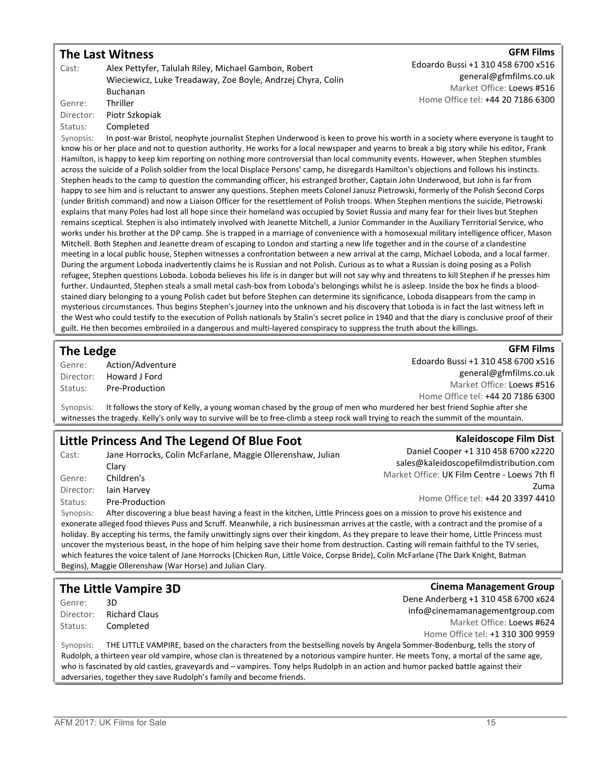## The Last Witness

**GFM Films**
Edoardo Bussi +1 310 458 6700 x516
general@gfmfilms.co.uk
Market Office: Loews #516
Home Office tel: +44 20 7186 6300

Cast: Alex Pettyfer, Talulah Riley, Michael Gambon, Robert Wieciewicz, Luke Treadaway, Zoe Boyle, Andrzej Chyra, Colin Buchanan
Genre: Thriller
Director: Piotr Szkopiak
Status: Completed

Synopsis: In post-war Bristol, neophyte journalist Stephen Underwood is keen to prove his worth in a society where everyone is taught to know his or her place and not to question authority. He works for a local newspaper and yearns to break a big story while his editor, Frank Hamilton, is happy to keep kim reporting on nothing more controversial than local community events. However, when Stephen stumbles across the suicide of a Polish soldier from the local Displace Persons' camp, he disregards Hamilton's objections and follows his instincts. Stephen heads to the camp to question the commanding officer, his estranged brother, Captain John Underwood, but John is far from happy to see him and is reluctant to answer any questions. Stephen meets Colonel Janusz Pietrowski, formerly of the Polish Second Corps (under British command) and now a Liaison Officer for the resettlement of Polish troops. When Stephen mentions the suicide, Pietrowski explains that many Poles had lost all hope since their homeland was occupied by Soviet Russia and many fear for their lives but Stephen remains sceptical. Stephen is also intimately involved with Jeanette Mitchell, a Junior Commander in the Auxiliary Territorial Service, who works under his brother at the DP camp. She is trapped in a marriage of convenience with a homosexual military intelligence officer, Mason Mitchell. Both Stephen and Jeanette dream of escaping to London and starting a new life together and in the course of a clandestine meeting in a local public house, Stephen witnesses a confrontation between a new arrival at the camp, Michael Loboda, and a local farmer. During the argument Loboda inadvertently claims he is Russian and not Polish. Curious as to what a Russian is doing posing as a Polish refugee, Stephen questions Loboda. Loboda believes his life is in danger but will not say why and threatens to kill Stephen if he presses him further. Undaunted, Stephen steals a small metal cash-box from Loboda's belongings whilst he is asleep. Inside the box he finds a blood-stained diary belonging to a young Polish cadet but before Stephen can determine its significance, Loboda disappears from the camp in mysterious circumstances. Thus begins Stephen's journey into the unknown and his discovery that Loboda is in fact the last witness left in the West who could testify to the execution of Polish nationals by Stalin's secret police in 1940 and that the diary is conclusive proof of their guilt. He then becomes embroiled in a dangerous and multi-layered conspiracy to suppress the truth about the killings.

## The Ledge

**GFM Films**
Edoardo Bussi +1 310 458 6700 x516
general@gfmfilms.co.uk
Market Office: Loews #516
Home Office tel: +44 20 7186 6300

Genre: Action/Adventure
Director: Howard J Ford
Status: Pre-Production

Synopsis: It follows the story of Kelly, a young woman chased by the group of men who murdered her best friend Sophie after she witnesses the tragedy. Kelly's only way to survive will be to free-climb a steep rock wall trying to reach the summit of the mountain.

## Little Princess And The Legend Of Blue Foot

**Kaleidoscope Film Dist**
Daniel Cooper +1 310 458 6700 x2220
sales@kaleidoscopefilmdistribution.com
Market Office: UK Film Centre - Loews 7th fl Zuma
Home Office tel: +44 20 3397 4410

Cast: Jane Horrocks, Colin McFarlane, Maggie Ollerenshaw, Julian Clary
Genre: Children's
Director: Iain Harvey
Status: Pre-Production

Synopsis: After discovering a blue beast having a feast in the kitchen, Little Princess goes on a mission to prove his existence and exonerate alleged food thieves Puss and Scruff. Meanwhile, a rich businessman arrives at the castle, with a contract and the promise of a holiday. By accepting his terms, the family unwittingly signs over their kingdom. As they prepare to leave their home, Little Princess must uncover the mysterious beast, in the hope of him helping save their home from destruction. Casting will remain faithful to the TV series, which features the voice talent of Jane Horrocks (Chicken Run, Little Voice, Corpse Bride), Colin McFarlane (The Dark Knight, Batman Begins), Maggie Ollerenshaw (War Horse) and Julian Clary.

## The Little Vampire 3D

**Cinema Management Group**
Dene Anderberg +1 310 458 6700 x624
info@cinemamanagementgroup.com
Market Office: Loews #624
Home Office tel: +1 310 300 9959

Genre: 3D
Director: Richard Claus
Status: Completed

Synopsis: THE LITTLE VAMPIRE, based on the characters from the bestselling novels by Angela Sommer-Bodenburg, tells the story of Rudolph, a thirteen year old vampire, whose clan is threatened by a notorious vampire hunter. He meets Tony, a mortal of the same age, who is fascinated by old castles, graveyards and – vampires. Tony helps Rudolph in an action and humor packed battle against their adversaries, together they save Rudolph's family and become friends.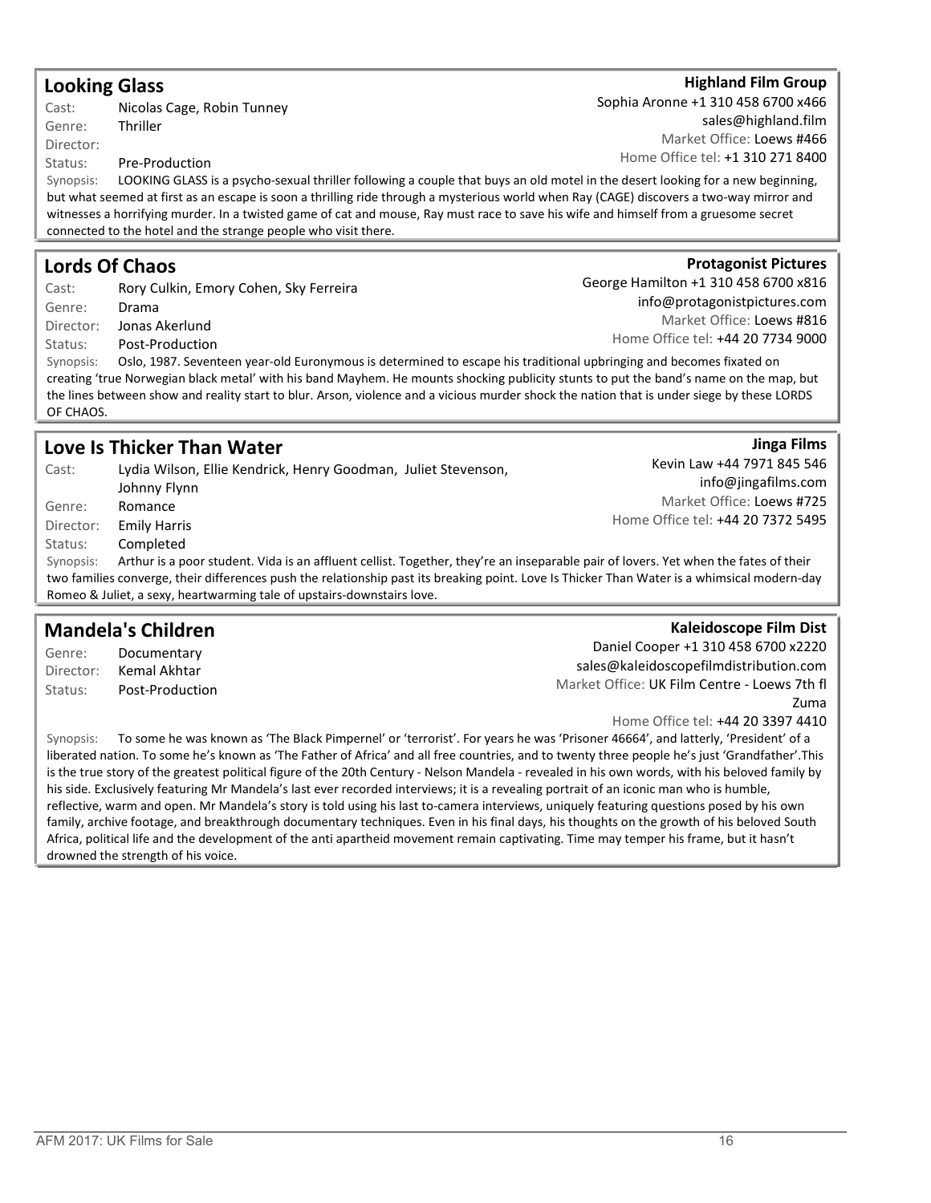## Looking Glass

**Highland Film Group**
Sophia Aronne +1 310 458 6700 x466
sales@highland.film
Market Office: Loews #466
Home Office tel: +1 310 271 8400

Cast: Nicolas Cage, Robin Tunney
Genre: Thriller
Director:
Status: Pre-Production

Synopsis: LOOKING GLASS is a psycho-sexual thriller following a couple that buys an old motel in the desert looking for a new beginning, but what seemed at first as an escape is soon a thrilling ride through a mysterious world when Ray (CAGE) discovers a two-way mirror and witnesses a horrifying murder. In a twisted game of cat and mouse, Ray must race to save his wife and himself from a gruesome secret connected to the hotel and the strange people who visit there.

## Lords Of Chaos

**Protagonist Pictures**
George Hamilton +1 310 458 6700 x816
info@protagonistpictures.com
Market Office: Loews #816
Home Office tel: +44 20 7734 9000

Cast: Rory Culkin, Emory Cohen, Sky Ferreira
Genre: Drama
Director: Jonas Akerlund
Status: Post-Production

Synopsis: Oslo, 1987. Seventeen year-old Euronymous is determined to escape his traditional upbringing and becomes fixated on creating 'true Norwegian black metal' with his band Mayhem. He mounts shocking publicity stunts to put the band's name on the map, but the lines between show and reality start to blur. Arson, violence and a vicious murder shock the nation that is under siege by these LORDS OF CHAOS.

## Love Is Thicker Than Water

**Jinga Films**
Kevin Law +44 7971 845 546
info@jingafilms.com
Market Office: Loews #725
Home Office tel: +44 20 7372 5495

Cast: Lydia Wilson, Ellie Kendrick, Henry Goodman, Juliet Stevenson, Johnny Flynn
Genre: Romance
Director: Emily Harris
Status: Completed

Synopsis: Arthur is a poor student. Vida is an affluent cellist. Together, they're an inseparable pair of lovers. Yet when the fates of their two families converge, their differences push the relationship past its breaking point. Love Is Thicker Than Water is a whimsical modern-day Romeo & Juliet, a sexy, heartwarming tale of upstairs-downstairs love.

## Mandela's Children

**Kaleidoscope Film Dist**
Daniel Cooper +1 310 458 6700 x2220
sales@kaleidoscopefilmdistribution.com
Market Office: UK Film Centre - Loews 7th fl Zuma
Home Office tel: +44 20 3397 4410

Genre: Documentary
Director: Kemal Akhtar
Status: Post-Production

Synopsis: To some he was known as 'The Black Pimpernel' or 'terrorist'. For years he was 'Prisoner 46664', and latterly, 'President' of a liberated nation. To some he's known as 'The Father of Africa' and all free countries, and to twenty three people he's just 'Grandfather'.This is the true story of the greatest political figure of the 20th Century - Nelson Mandela - revealed in his own words, with his beloved family by his side. Exclusively featuring Mr Mandela's last ever recorded interviews; it is a revealing portrait of an iconic man who is humble, reflective, warm and open. Mr Mandela's story is told using his last to-camera interviews, uniquely featuring questions posed by his own family, archive footage, and breakthrough documentary techniques. Even in his final days, his thoughts on the growth of his beloved South Africa, political life and the development of the anti apartheid movement remain captivating. Time may temper his frame, but it hasn't drowned the strength of his voice.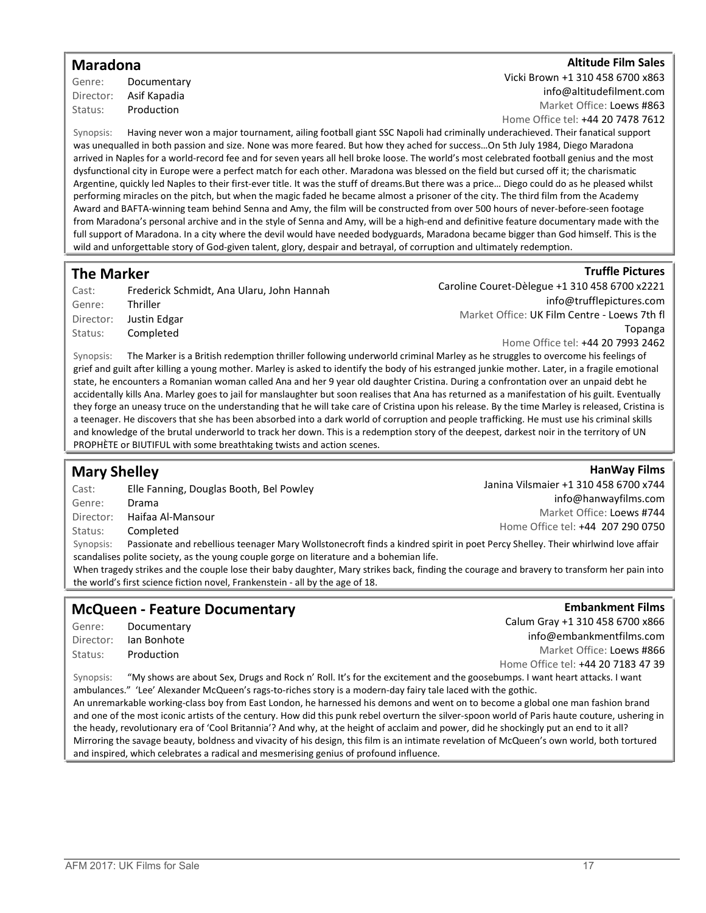## Maradona

**Altitude Film Sales**

Genre: Documentary
Director: Asif Kapadia
Status: Production

Vicki Brown +1 310 458 6700 x863
info@altitudefilment.com
Market Office: Loews #863
Home Office tel: +44 20 7478 7612

Synopsis: Having never won a major tournament, ailing football giant SSC Napoli had criminally underachieved. Their fanatical support was unequalled in both passion and size. None was more feared. But how they ached for success…On 5th July 1984, Diego Maradona arrived in Naples for a world-record fee and for seven years all hell broke loose. The world's most celebrated football genius and the most dysfunctional city in Europe were a perfect match for each other. Maradona was blessed on the field but cursed off it; the charismatic Argentine, quickly led Naples to their first-ever title. It was the stuff of dreams.But there was a price… Diego could do as he pleased whilst performing miracles on the pitch, but when the magic faded he became almost a prisoner of the city. The third film from the Academy Award and BAFTA-winning team behind Senna and Amy, the film will be constructed from over 500 hours of never-before-seen footage from Maradona's personal archive and in the style of Senna and Amy, will be a high-end and definitive feature documentary made with the full support of Maradona. In a city where the devil would have needed bodyguards, Maradona became bigger than God himself. This is the wild and unforgettable story of God-given talent, glory, despair and betrayal, of corruption and ultimately redemption.

## The Marker

**Truffle Pictures**

Cast: Frederick Schmidt, Ana Ularu, John Hannah
Genre: Thriller
Director: Justin Edgar
Status: Completed

Caroline Couret-Dèlegue +1 310 458 6700 x2221
info@trufflepictures.com
Market Office: UK Film Centre - Loews 7th fl Topanga
Home Office tel: +44 20 7993 2462

Synopsis: The Marker is a British redemption thriller following underworld criminal Marley as he struggles to overcome his feelings of grief and guilt after killing a young mother. Marley is asked to identify the body of his estranged junkie mother. Later, in a fragile emotional state, he encounters a Romanian woman called Ana and her 9 year old daughter Cristina. During a confrontation over an unpaid debt he accidentally kills Ana. Marley goes to jail for manslaughter but soon realises that Ana has returned as a manifestation of his guilt. Eventually they forge an uneasy truce on the understanding that he will take care of Cristina upon his release. By the time Marley is released, Cristina is a teenager. He discovers that she has been absorbed into a dark world of corruption and people trafficking. He must use his criminal skills and knowledge of the brutal underworld to track her down. This is a redemption story of the deepest, darkest noir in the territory of UN PROPHÈTE or BIUTIFUL with some breathtaking twists and action scenes.

## Mary Shelley

**HanWay Films**

Cast: Elle Fanning, Douglas Booth, Bel Powley
Genre: Drama
Director: Haifaa Al-Mansour
Status: Completed

Janina Vilsmaier +1 310 458 6700 x744
info@hanwayfilms.com
Market Office: Loews #744
Home Office tel: +44 207 290 0750

Synopsis: Passionate and rebellious teenager Mary Wollstonecraft finds a kindred spirit in poet Percy Shelley. Their whirlwind love affair scandalises polite society, as the young couple gorge on literature and a bohemian life.
When tragedy strikes and the couple lose their baby daughter, Mary strikes back, finding the courage and bravery to transform her pain into the world's first science fiction novel, Frankenstein - all by the age of 18.

## McQueen - Feature Documentary

**Embankment Films**

Genre: Documentary
Director: Ian Bonhote
Status: Production

Calum Gray +1 310 458 6700 x866
info@embankmentfilms.com
Market Office: Loews #866
Home Office tel: +44 20 7183 47 39

Synopsis: "My shows are about Sex, Drugs and Rock n' Roll. It's for the excitement and the goosebumps. I want heart attacks. I want ambulances." 'Lee' Alexander McQueen's rags-to-riches story is a modern-day fairy tale laced with the gothic.
An unremarkable working-class boy from East London, he harnessed his demons and went on to become a global one man fashion brand and one of the most iconic artists of the century. How did this punk rebel overturn the silver-spoon world of Paris haute couture, ushering in the heady, revolutionary era of 'Cool Britannia'? And why, at the height of acclaim and power, did he shockingly put an end to it all? Mirroring the savage beauty, boldness and vivacity of his design, this film is an intimate revelation of McQueen's own world, both tortured and inspired, which celebrates a radical and mesmerising genius of profound influence.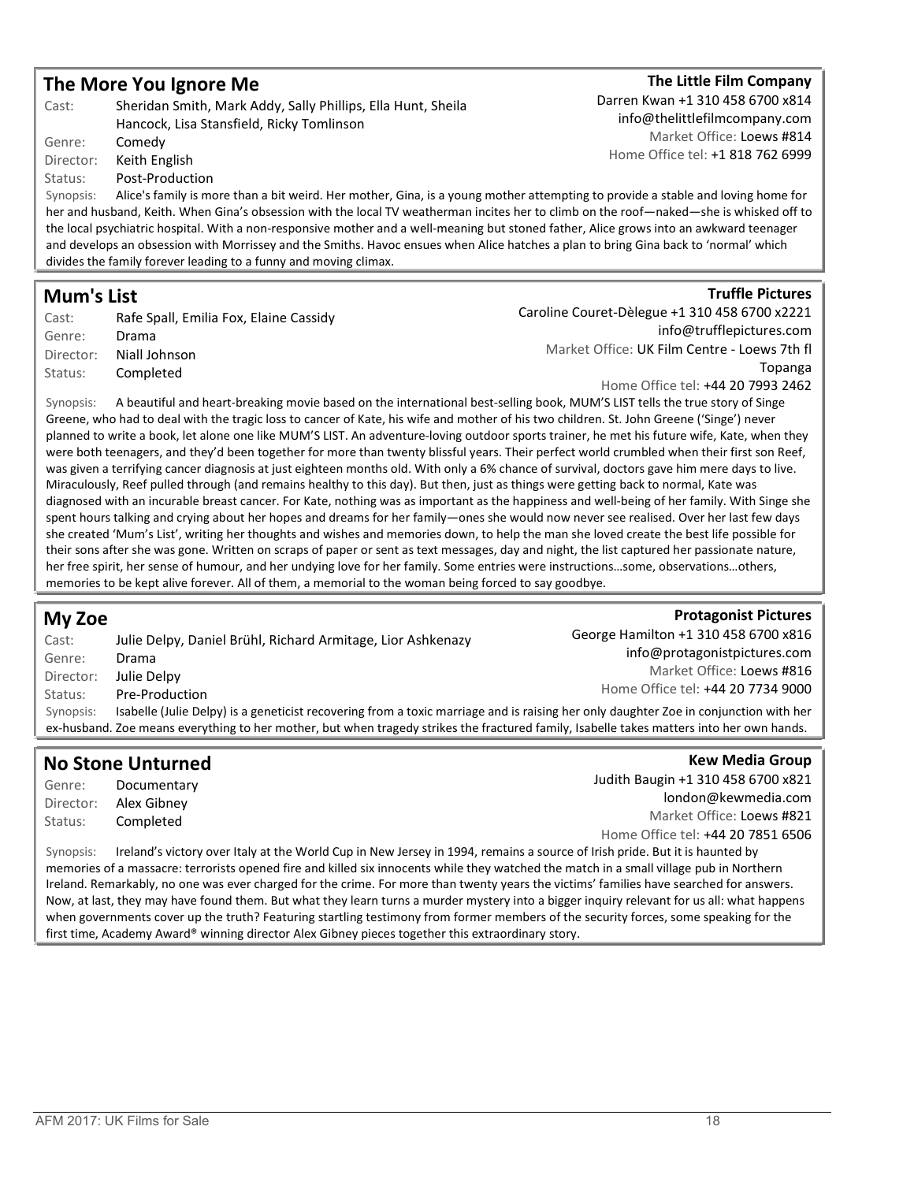## The More You Ignore Me

**The Little Film Company**
Darren Kwan +1 310 458 6700 x814
info@thelittlefilmcompany.com
Market Office: Loews #814
Home Office tel: +1 818 762 6999

Cast: Sheridan Smith, Mark Addy, Sally Phillips, Ella Hunt, Sheila Hancock, Lisa Stansfield, Ricky Tomlinson
Genre: Comedy
Director: Keith English
Status: Post-Production

Synopsis: Alice's family is more than a bit weird. Her mother, Gina, is a young mother attempting to provide a stable and loving home for her and husband, Keith. When Gina's obsession with the local TV weatherman incites her to climb on the roof—naked—she is whisked off to the local psychiatric hospital. With a non-responsive mother and a well-meaning but stoned father, Alice grows into an awkward teenager and develops an obsession with Morrissey and the Smiths. Havoc ensues when Alice hatches a plan to bring Gina back to 'normal' which divides the family forever leading to a funny and moving climax.

## Mum's List

**Truffle Pictures**
Caroline Couret-Dèlegue +1 310 458 6700 x2221
info@trufflepictures.com
Market Office: UK Film Centre - Loews 7th fl Topanga
Home Office tel: +44 20 7993 2462

Cast: Rafe Spall, Emilia Fox, Elaine Cassidy
Genre: Drama
Director: Niall Johnson
Status: Completed

Synopsis: A beautiful and heart-breaking movie based on the international best-selling book, MUM'S LIST tells the true story of Singe Greene, who had to deal with the tragic loss to cancer of Kate, his wife and mother of his two children. St. John Greene ('Singe') never planned to write a book, let alone one like MUM'S LIST. An adventure-loving outdoor sports trainer, he met his future wife, Kate, when they were both teenagers, and they'd been together for more than twenty blissful years. Their perfect world crumbled when their first son Reef, was given a terrifying cancer diagnosis at just eighteen months old. With only a 6% chance of survival, doctors gave him mere days to live. Miraculously, Reef pulled through (and remains healthy to this day). But then, just as things were getting back to normal, Kate was diagnosed with an incurable breast cancer. For Kate, nothing was as important as the happiness and well-being of her family. With Singe she spent hours talking and crying about her hopes and dreams for her family—ones she would now never see realised. Over her last few days she created 'Mum's List', writing her thoughts and wishes and memories down, to help the man she loved create the best life possible for their sons after she was gone. Written on scraps of paper or sent as text messages, day and night, the list captured her passionate nature, her free spirit, her sense of humour, and her undying love for her family. Some entries were instructions…some, observations…others, memories to be kept alive forever. All of them, a memorial to the woman being forced to say goodbye.

## My Zoe

**Protagonist Pictures**
George Hamilton +1 310 458 6700 x816
info@protagonistpictures.com
Market Office: Loews #816
Home Office tel: +44 20 7734 9000

Cast: Julie Delpy, Daniel Brühl, Richard Armitage, Lior Ashkenazy
Genre: Drama
Director: Julie Delpy
Status: Pre-Production

Synopsis: Isabelle (Julie Delpy) is a geneticist recovering from a toxic marriage and is raising her only daughter Zoe in conjunction with her ex-husband. Zoe means everything to her mother, but when tragedy strikes the fractured family, Isabelle takes matters into her own hands.

## No Stone Unturned

**Kew Media Group**
Judith Baugin +1 310 458 6700 x821
london@kewmedia.com
Market Office: Loews #821
Home Office tel: +44 20 7851 6506

Genre: Documentary
Director: Alex Gibney
Status: Completed

Synopsis: Ireland's victory over Italy at the World Cup in New Jersey in 1994, remains a source of Irish pride. But it is haunted by memories of a massacre: terrorists opened fire and killed six innocents while they watched the match in a small village pub in Northern Ireland. Remarkably, no one was ever charged for the crime. For more than twenty years the victims' families have searched for answers. Now, at last, they may have found them. But what they learn turns a murder mystery into a bigger inquiry relevant for us all: what happens when governments cover up the truth? Featuring startling testimony from former members of the security forces, some speaking for the first time, Academy Award® winning director Alex Gibney pieces together this extraordinary story.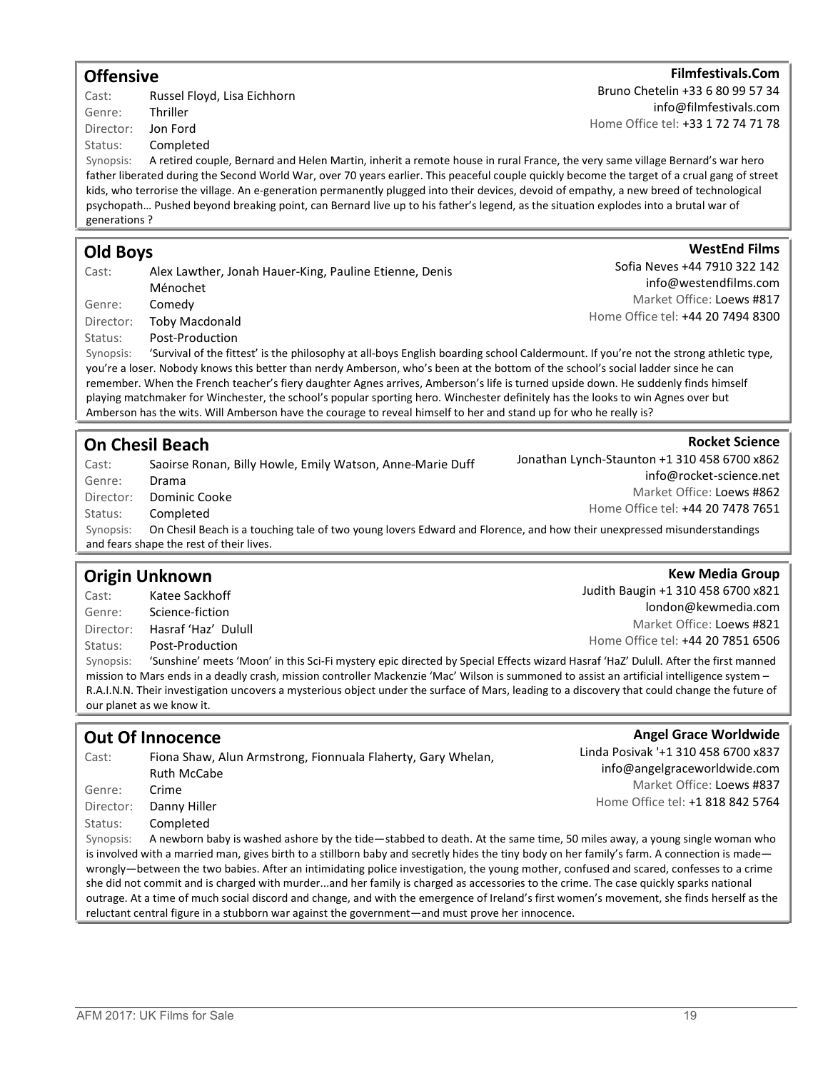## Offensive

**Filmfestivals.Com**
Bruno Chetelin +33 6 80 99 57 34
info@filmfestivals.com
Home Office tel: +33 1 72 74 71 78

Cast: Russel Floyd, Lisa Eichhorn
Genre: Thriller
Director: Jon Ford
Status: Completed

Synopsis: A retired couple, Bernard and Helen Martin, inherit a remote house in rural France, the very same village Bernard's war hero father liberated during the Second World War, over 70 years earlier. This peaceful couple quickly become the target of a crual gang of street kids, who terrorise the village. An e-generation permanently plugged into their devices, devoid of empathy, a new breed of technological psychopath… Pushed beyond breaking point, can Bernard live up to his father's legend, as the situation explodes into a brutal war of generations ?

## Old Boys

**WestEnd Films**
Sofia Neves +44 7910 322 142
info@westendfilms.com
Market Office: Loews #817
Home Office tel: +44 20 7494 8300

Cast: Alex Lawther, Jonah Hauer-King, Pauline Etienne, Denis Ménochet
Genre: Comedy
Director: Toby Macdonald
Status: Post-Production

Synopsis: 'Survival of the fittest' is the philosophy at all-boys English boarding school Caldermount. If you're not the strong athletic type, you're a loser. Nobody knows this better than nerdy Amberson, who's been at the bottom of the school's social ladder since he can remember. When the French teacher's fiery daughter Agnes arrives, Amberson's life is turned upside down. He suddenly finds himself playing matchmaker for Winchester, the school's popular sporting hero. Winchester definitely has the looks to win Agnes over but Amberson has the wits. Will Amberson have the courage to reveal himself to her and stand up for who he really is?

## On Chesil Beach

**Rocket Science**
Jonathan Lynch-Staunton +1 310 458 6700 x862
info@rocket-science.net
Market Office: Loews #862
Home Office tel: +44 20 7478 7651

Cast: Saoirse Ronan, Billy Howle, Emily Watson, Anne-Marie Duff
Genre: Drama
Director: Dominic Cooke
Status: Completed

Synopsis: On Chesil Beach is a touching tale of two young lovers Edward and Florence, and how their unexpressed misunderstandings and fears shape the rest of their lives.

## Origin Unknown

**Kew Media Group**
Judith Baugin +1 310 458 6700 x821
london@kewmedia.com
Market Office: Loews #821
Home Office tel: +44 20 7851 6506

Cast: Katee Sackhoff
Genre: Science-fiction
Director: Hasraf 'Haz' Dulull
Status: Post-Production

Synopsis: 'Sunshine' meets 'Moon' in this Sci-Fi mystery epic directed by Special Effects wizard Hasraf 'HaZ' Dulull. After the first manned mission to Mars ends in a deadly crash, mission controller Mackenzie 'Mac' Wilson is summoned to assist an artificial intelligence system – R.A.I.N.N. Their investigation uncovers a mysterious object under the surface of Mars, leading to a discovery that could change the future of our planet as we know it.

## Out Of Innocence

**Angel Grace Worldwide**
Linda Posivak '+1 310 458 6700 x837
info@angelgraceworldwide.com
Market Office: Loews #837
Home Office tel: +1 818 842 5764

Cast: Fiona Shaw, Alun Armstrong, Fionnuala Flaherty, Gary Whelan, Ruth McCabe
Genre: Crime
Director: Danny Hiller
Status: Completed

Synopsis: A newborn baby is washed ashore by the tide—stabbed to death. At the same time, 50 miles away, a young single woman who is involved with a married man, gives birth to a stillborn baby and secretly hides the tiny body on her family's farm. A connection is made—wrongly—between the two babies. After an intimidating police investigation, the young mother, confused and scared, confesses to a crime she did not commit and is charged with murder...and her family is charged as accessories to the crime. The case quickly sparks national outrage. At a time of much social discord and change, and with the emergence of Ireland's first women's movement, she finds herself as the reluctant central figure in a stubborn war against the government—and must prove her innocence.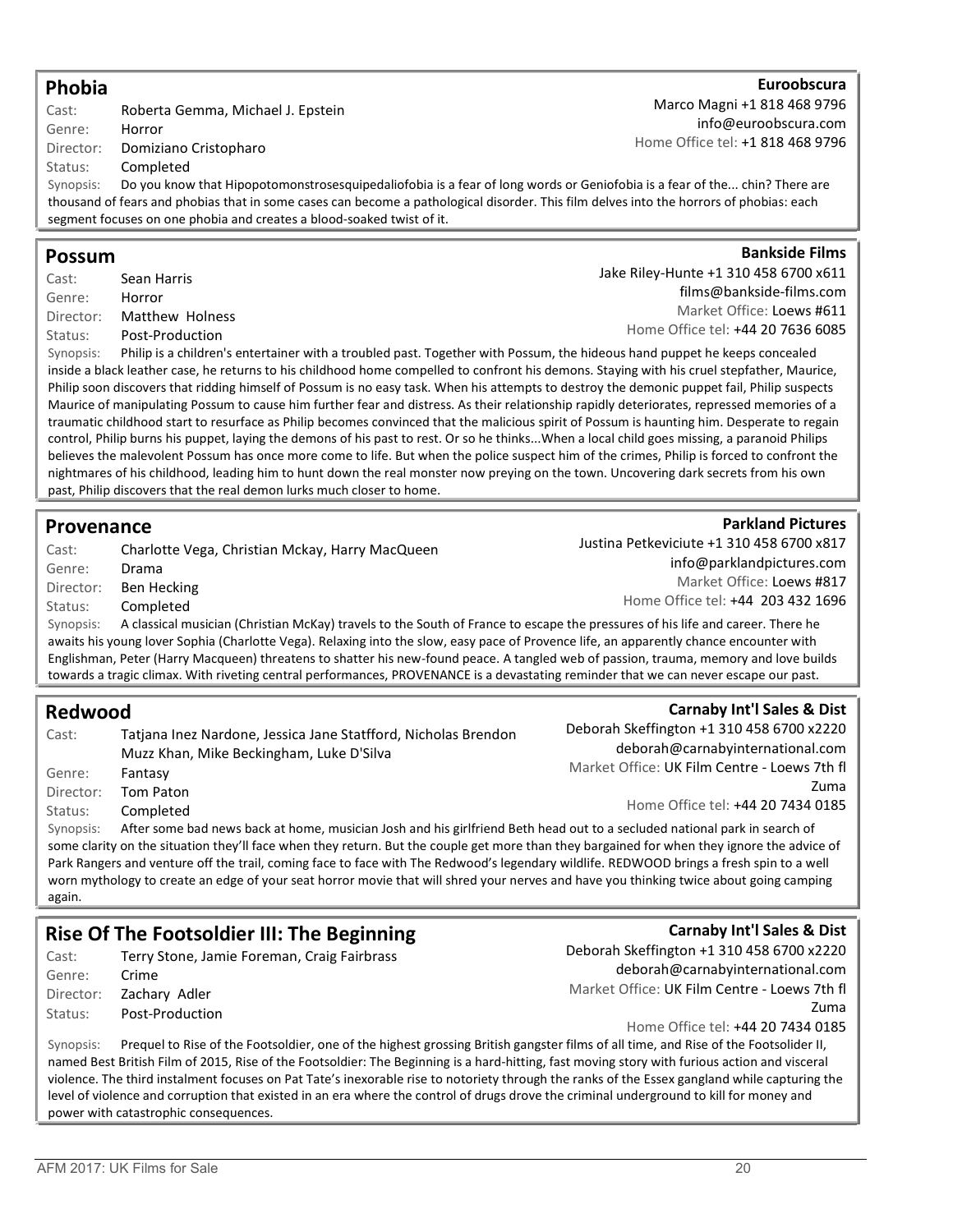## Phobia

**Euroobscura**
Marco Magni +1 818 468 9796
info@euroobscura.com
Home Office tel: +1 818 468 9796

Cast: Roberta Gemma, Michael J. Epstein
Genre: Horror
Director: Domiziano Cristopharo
Status: Completed

Synopsis: Do you know that Hipopotomonstrosesquipedaliofobia is a fear of long words or Geniofobia is a fear of the... chin? There are thousand of fears and phobias that in some cases can become a pathological disorder. This film delves into the horrors of phobias: each segment focuses on one phobia and creates a blood-soaked twist of it.

## Possum

**Bankside Films**
Jake Riley-Hunte +1 310 458 6700 x611
films@bankside-films.com
Market Office: Loews #611
Home Office tel: +44 20 7636 6085

Cast: Sean Harris
Genre: Horror
Director: Matthew Holness
Status: Post-Production

Synopsis: Philip is a children's entertainer with a troubled past. Together with Possum, the hideous hand puppet he keeps concealed inside a black leather case, he returns to his childhood home compelled to confront his demons. Staying with his cruel stepfather, Maurice, Philip soon discovers that ridding himself of Possum is no easy task. When his attempts to destroy the demonic puppet fail, Philip suspects Maurice of manipulating Possum to cause him further fear and distress. As their relationship rapidly deteriorates, repressed memories of a traumatic childhood start to resurface as Philip becomes convinced that the malicious spirit of Possum is haunting him. Desperate to regain control, Philip burns his puppet, laying the demons of his past to rest. Or so he thinks...When a local child goes missing, a paranoid Philips believes the malevolent Possum has once more come to life. But when the police suspect him of the crimes, Philip is forced to confront the nightmares of his childhood, leading him to hunt down the real monster now preying on the town. Uncovering dark secrets from his own past, Philip discovers that the real demon lurks much closer to home.

## Provenance

**Parkland Pictures**
Justina Petkeviciute +1 310 458 6700 x817
info@parklandpictures.com
Market Office: Loews #817
Home Office tel: +44 203 432 1696

Cast: Charlotte Vega, Christian Mckay, Harry MacQueen
Genre: Drama
Director: Ben Hecking
Status: Completed

Synopsis: A classical musician (Christian McKay) travels to the South of France to escape the pressures of his life and career. There he awaits his young lover Sophia (Charlotte Vega). Relaxing into the slow, easy pace of Provence life, an apparently chance encounter with Englishman, Peter (Harry Macqueen) threatens to shatter his new-found peace. A tangled web of passion, trauma, memory and love builds towards a tragic climax. With riveting central performances, PROVENANCE is a devastating reminder that we can never escape our past.

## Redwood

**Carnaby Int'l Sales & Dist**
Deborah Skeffington +1 310 458 6700 x2220
deborah@carnabyinternational.com
Market Office: UK Film Centre - Loews 7th fl Zuma
Home Office tel: +44 20 7434 0185

Cast: Tatjana Inez Nardone, Jessica Jane Statfford, Nicholas Brendon Muzz Khan, Mike Beckingham, Luke D'Silva
Genre: Fantasy
Director: Tom Paton
Status: Completed

Synopsis: After some bad news back at home, musician Josh and his girlfriend Beth head out to a secluded national park in search of some clarity on the situation they'll face when they return. But the couple get more than they bargained for when they ignore the advice of Park Rangers and venture off the trail, coming face to face with The Redwood's legendary wildlife. REDWOOD brings a fresh spin to a well worn mythology to create an edge of your seat horror movie that will shred your nerves and have you thinking twice about going camping again.

## Rise Of The Footsoldier III: The Beginning

**Carnaby Int'l Sales & Dist**
Deborah Skeffington +1 310 458 6700 x2220
deborah@carnabyinternational.com
Market Office: UK Film Centre - Loews 7th fl Zuma
Home Office tel: +44 20 7434 0185

Cast: Terry Stone, Jamie Foreman, Craig Fairbrass
Genre: Crime
Director: Zachary Adler
Status: Post-Production

Synopsis: Prequel to Rise of the Footsoldier, one of the highest grossing British gangster films of all time, and Rise of the Footsolider II, named Best British Film of 2015, Rise of the Footsoldier: The Beginning is a hard-hitting, fast moving story with furious action and visceral violence. The third instalment focuses on Pat Tate's inexorable rise to notoriety through the ranks of the Essex gangland while capturing the level of violence and corruption that existed in an era where the control of drugs drove the criminal underground to kill for money and power with catastrophic consequences.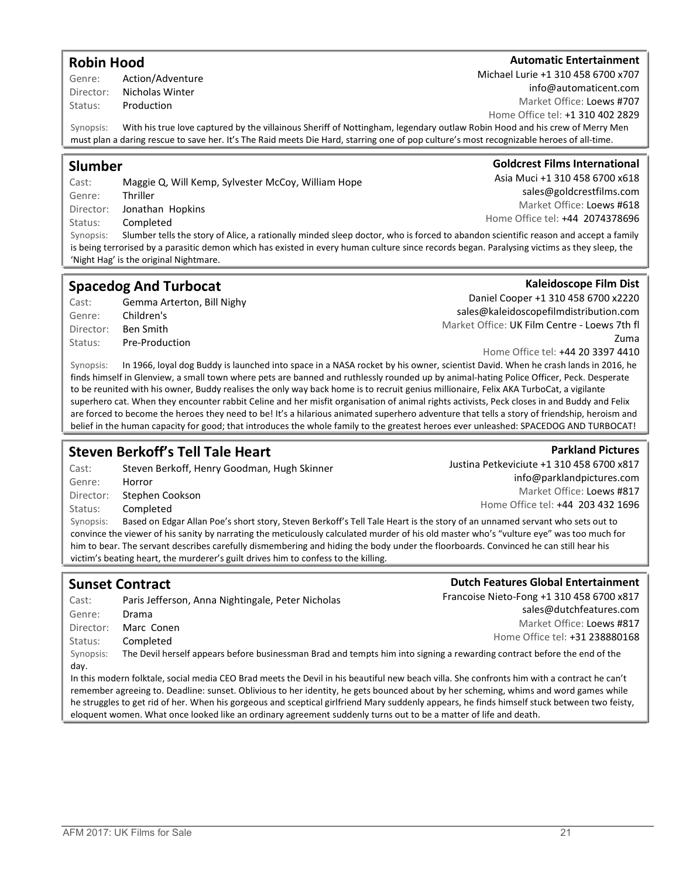## Robin Hood

**Automatic Entertainment**
Michael Lurie +1 310 458 6700 x707
info@automaticent.com
Market Office: Loews #707
Home Office tel: +1 310 402 2829

Genre: Action/Adventure
Director: Nicholas Winter
Status: Production

Synopsis: With his true love captured by the villainous Sheriff of Nottingham, legendary outlaw Robin Hood and his crew of Merry Men must plan a daring rescue to save her. It's The Raid meets Die Hard, starring one of pop culture's most recognizable heroes of all-time.

## Slumber

**Goldcrest Films International**
Asia Muci +1 310 458 6700 x618
sales@goldcrestfilms.com
Market Office: Loews #618
Home Office tel: +44 2074378696

Cast: Maggie Q, Will Kemp, Sylvester McCoy, William Hope
Genre: Thriller
Director: Jonathan Hopkins
Status: Completed

Synopsis: Slumber tells the story of Alice, a rationally minded sleep doctor, who is forced to abandon scientific reason and accept a family is being terrorised by a parasitic demon which has existed in every human culture since records began. Paralysing victims as they sleep, the 'Night Hag' is the original Nightmare.

## Spacedog And Turbocat

**Kaleidoscope Film Dist**
Daniel Cooper +1 310 458 6700 x2220
sales@kaleidoscopefilmdistribution.com
Market Office: UK Film Centre - Loews 7th fl Zuma
Home Office tel: +44 20 3397 4410

Cast: Gemma Arterton, Bill Nighy
Genre: Children's
Director: Ben Smith
Status: Pre-Production

Synopsis: In 1966, loyal dog Buddy is launched into space in a NASA rocket by his owner, scientist David. When he crash lands in 2016, he finds himself in Glenview, a small town where pets are banned and ruthlessly rounded up by animal-hating Police Officer, Peck. Desperate to be reunited with his owner, Buddy realises the only way back home is to recruit genius millionaire, Felix AKA TurboCat, a vigilante superhero cat. When they encounter rabbit Celine and her misfit organisation of animal rights activists, Peck closes in and Buddy and Felix are forced to become the heroes they need to be! It's a hilarious animated superhero adventure that tells a story of friendship, heroism and belief in the human capacity for good; that introduces the whole family to the greatest heroes ever unleashed: SPACEDOG AND TURBOCAT!

## Steven Berkoff's Tell Tale Heart

**Parkland Pictures**
Justina Petkeviciute +1 310 458 6700 x817
info@parklandpictures.com
Market Office: Loews #817
Home Office tel: +44 203 432 1696

Cast: Steven Berkoff, Henry Goodman, Hugh Skinner
Genre: Horror
Director: Stephen Cookson
Status: Completed

Synopsis: Based on Edgar Allan Poe's short story, Steven Berkoff's Tell Tale Heart is the story of an unnamed servant who sets out to convince the viewer of his sanity by narrating the meticulously calculated murder of his old master who's "vulture eye" was too much for him to bear. The servant describes carefully dismembering and hiding the body under the floorboards. Convinced he can still hear his victim's beating heart, the murderer's guilt drives him to confess to the killing.

## Sunset Contract

**Dutch Features Global Entertainment**
Francoise Nieto-Fong +1 310 458 6700 x817
sales@dutchfeatures.com
Market Office: Loews #817
Home Office tel: +31 238880168

Cast: Paris Jefferson, Anna Nightingale, Peter Nicholas
Genre: Drama
Director: Marc Conen
Status: Completed

Synopsis: The Devil herself appears before businessman Brad and tempts him into signing a rewarding contract before the end of the day.

In this modern folktale, social media CEO Brad meets the Devil in his beautiful new beach villa. She confronts him with a contract he can't remember agreeing to. Deadline: sunset. Oblivious to her identity, he gets bounced about by her scheming, whims and word games while he struggles to get rid of her. When his gorgeous and sceptical girlfriend Mary suddenly appears, he finds himself stuck between two feisty, eloquent women. What once looked like an ordinary agreement suddenly turns out to be a matter of life and death.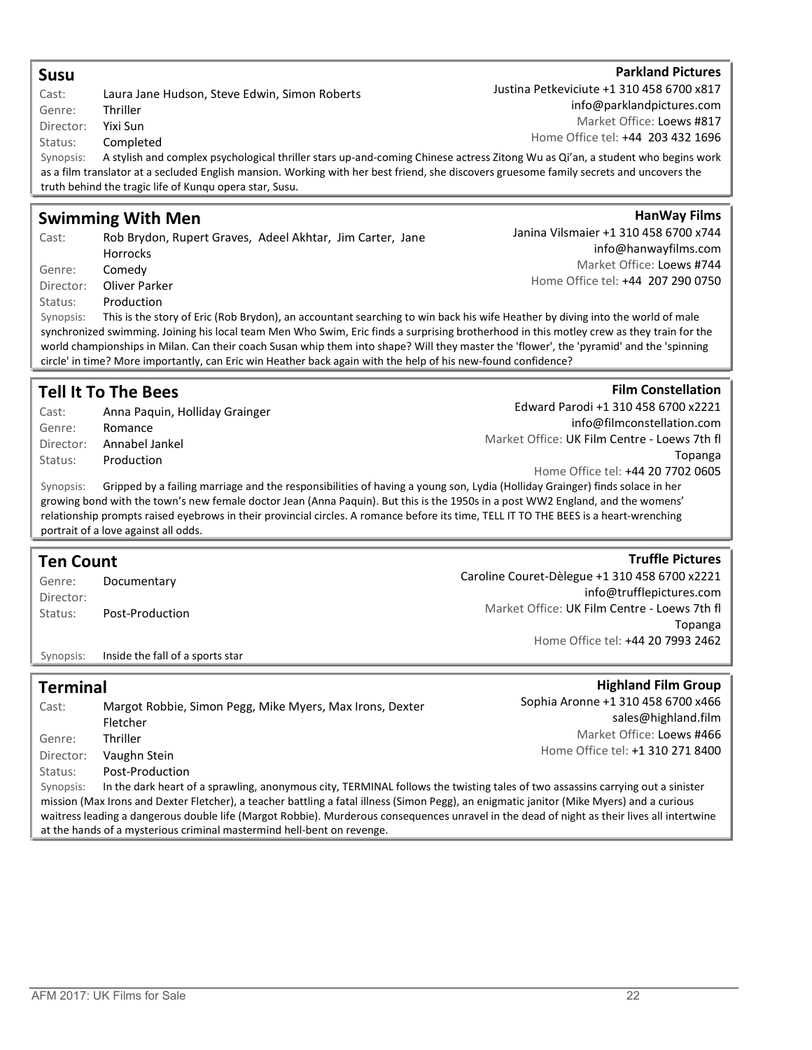## Susu

**Parkland Pictures**
Justina Petkeviciute +1 310 458 6700 x817
info@parklandpictures.com
Market Office: Loews #817
Home Office tel: +44 203 432 1696

Cast: Laura Jane Hudson, Steve Edwin, Simon Roberts
Genre: Thriller
Director: Yixi Sun
Status: Completed

Synopsis: A stylish and complex psychological thriller stars up-and-coming Chinese actress Zitong Wu as Qi'an, a student who begins work as a film translator at a secluded English mansion. Working with her best friend, she discovers gruesome family secrets and uncovers the truth behind the tragic life of Kunqu opera star, Susu.

## Swimming With Men

**HanWay Films**
Janina Vilsmaier +1 310 458 6700 x744
info@hanwayfilms.com
Market Office: Loews #744
Home Office tel: +44 207 290 0750

Cast: Rob Brydon, Rupert Graves, Adeel Akhtar, Jim Carter, Jane Horrocks
Genre: Comedy
Director: Oliver Parker
Status: Production

Synopsis: This is the story of Eric (Rob Brydon), an accountant searching to win back his wife Heather by diving into the world of male synchronized swimming. Joining his local team Men Who Swim, Eric finds a surprising brotherhood in this motley crew as they train for the world championships in Milan. Can their coach Susan whip them into shape? Will they master the 'flower', the 'pyramid' and the 'spinning circle' in time? More importantly, can Eric win Heather back again with the help of his new-found confidence?

## Tell It To The Bees

**Film Constellation**
Edward Parodi +1 310 458 6700 x2221
info@filmconstellation.com
Market Office: UK Film Centre - Loews 7th fl Topanga
Home Office tel: +44 20 7702 0605

Cast: Anna Paquin, Holliday Grainger
Genre: Romance
Director: Annabel Jankel
Status: Production

Synopsis: Gripped by a failing marriage and the responsibilities of having a young son, Lydia (Holliday Grainger) finds solace in her growing bond with the town's new female doctor Jean (Anna Paquin). But this is the 1950s in a post WW2 England, and the womens' relationship prompts raised eyebrows in their provincial circles. A romance before its time, TELL IT TO THE BEES is a heart-wrenching portrait of a love against all odds.

## Ten Count

**Truffle Pictures**
Caroline Couret-Dèlegue +1 310 458 6700 x2221
info@trufflepictures.com
Market Office: UK Film Centre - Loews 7th fl Topanga
Home Office tel: +44 20 7993 2462

Genre: Documentary
Director:
Status: Post-Production

Synopsis: Inside the fall of a sports star

## Terminal

**Highland Film Group**
Sophia Aronne +1 310 458 6700 x466
sales@highland.film
Market Office: Loews #466
Home Office tel: +1 310 271 8400

Cast: Margot Robbie, Simon Pegg, Mike Myers, Max Irons, Dexter Fletcher
Genre: Thriller
Director: Vaughn Stein
Status: Post-Production

Synopsis: In the dark heart of a sprawling, anonymous city, TERMINAL follows the twisting tales of two assassins carrying out a sinister mission (Max Irons and Dexter Fletcher), a teacher battling a fatal illness (Simon Pegg), an enigmatic janitor (Mike Myers) and a curious waitress leading a dangerous double life (Margot Robbie). Murderous consequences unravel in the dead of night as their lives all intertwine at the hands of a mysterious criminal mastermind hell-bent on revenge.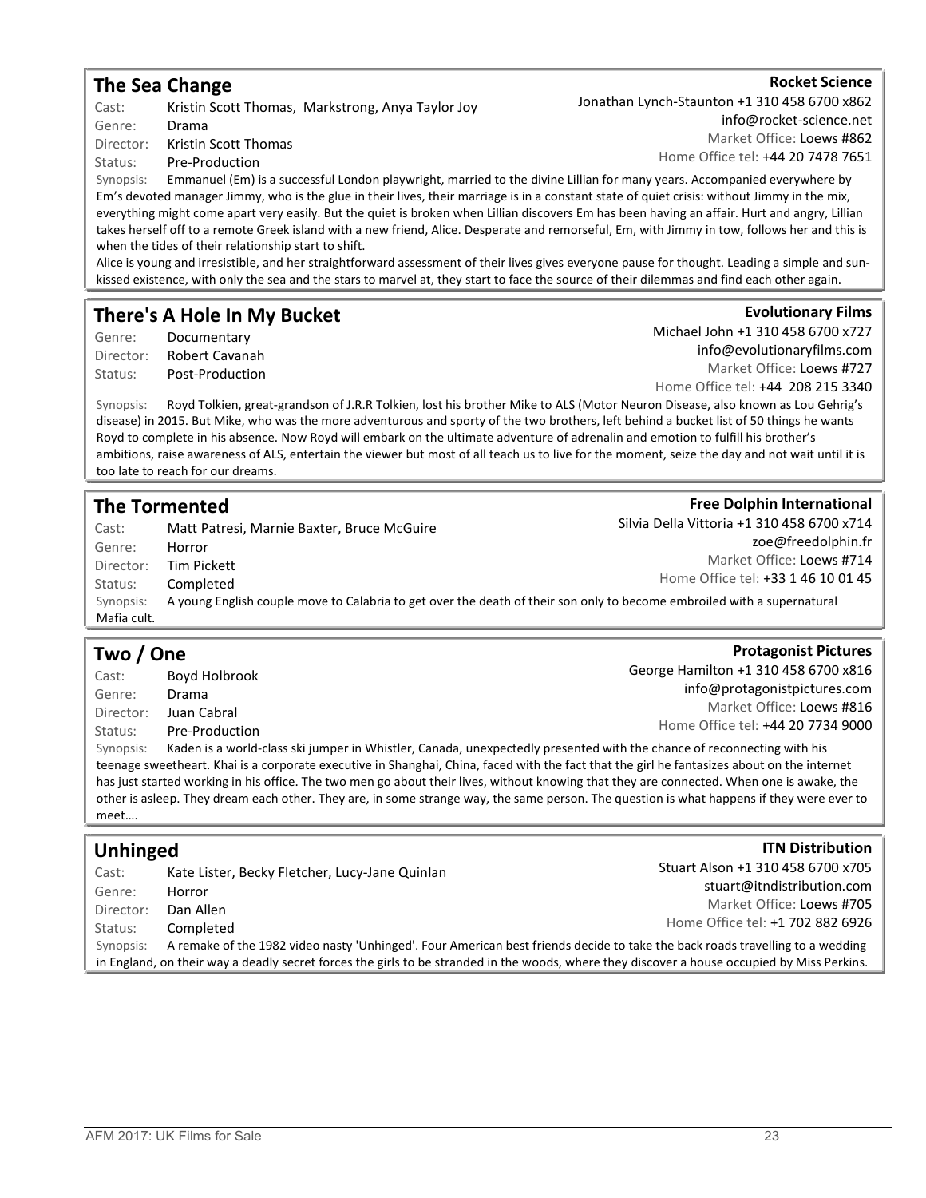## The Sea Change

**Rocket Science**
Jonathan Lynch-Staunton +1 310 458 6700 x862
info@rocket-science.net
Market Office: Loews #862
Home Office tel: +44 20 7478 7651

Cast: Kristin Scott Thomas, Markstrong, Anya Taylor Joy
Genre: Drama
Director: Kristin Scott Thomas
Status: Pre-Production

Synopsis: Emmanuel (Em) is a successful London playwright, married to the divine Lillian for many years. Accompanied everywhere by Em's devoted manager Jimmy, who is the glue in their lives, their marriage is in a constant state of quiet crisis: without Jimmy in the mix, everything might come apart very easily. But the quiet is broken when Lillian discovers Em has been having an affair. Hurt and angry, Lillian takes herself off to a remote Greek island with a new friend, Alice. Desperate and remorseful, Em, with Jimmy in tow, follows her and this is when the tides of their relationship start to shift.
Alice is young and irresistible, and her straightforward assessment of their lives gives everyone pause for thought. Leading a simple and sun-kissed existence, with only the sea and the stars to marvel at, they start to face the source of their dilemmas and find each other again.

## There's A Hole In My Bucket

**Evolutionary Films**
Michael John +1 310 458 6700 x727
info@evolutionaryfilms.com
Market Office: Loews #727
Home Office tel: +44 208 215 3340

Genre: Documentary
Director: Robert Cavanah
Status: Post-Production

Synopsis: Royd Tolkien, great-grandson of J.R.R Tolkien, lost his brother Mike to ALS (Motor Neuron Disease, also known as Lou Gehrig's disease) in 2015. But Mike, who was the more adventurous and sporty of the two brothers, left behind a bucket list of 50 things he wants Royd to complete in his absence. Now Royd will embark on the ultimate adventure of adrenalin and emotion to fulfill his brother's ambitions, raise awareness of ALS, entertain the viewer but most of all teach us to live for the moment, seize the day and not wait until it is too late to reach for our dreams.

## The Tormented

**Free Dolphin International**
Silvia Della Vittoria +1 310 458 6700 x714
zoe@freedolphin.fr
Market Office: Loews #714
Home Office tel: +33 1 46 10 01 45

Cast: Matt Patresi, Marnie Baxter, Bruce McGuire
Genre: Horror
Director: Tim Pickett
Status: Completed

Synopsis: A young English couple move to Calabria to get over the death of their son only to become embroiled with a supernatural Mafia cult.

## Two / One

**Protagonist Pictures**
George Hamilton +1 310 458 6700 x816
info@protagonistpictures.com
Market Office: Loews #816
Home Office tel: +44 20 7734 9000

Cast: Boyd Holbrook
Genre: Drama
Director: Juan Cabral
Status: Pre-Production

Synopsis: Kaden is a world-class ski jumper in Whistler, Canada, unexpectedly presented with the chance of reconnecting with his teenage sweetheart. Khai is a corporate executive in Shanghai, China, faced with the fact that the girl he fantasizes about on the internet has just started working in his office. The two men go about their lives, without knowing that they are connected. When one is awake, the other is asleep. They dream each other. They are, in some strange way, the same person. The question is what happens if they were ever to meet….

## Unhinged

**ITN Distribution**
Stuart Alson +1 310 458 6700 x705
stuart@itndistribution.com
Market Office: Loews #705
Home Office tel: +1 702 882 6926

Cast: Kate Lister, Becky Fletcher, Lucy-Jane Quinlan
Genre: Horror
Director: Dan Allen
Status: Completed

Synopsis: A remake of the 1982 video nasty 'Unhinged'. Four American best friends decide to take the back roads travelling to a wedding in England, on their way a deadly secret forces the girls to be stranded in the woods, where they discover a house occupied by Miss Perkins.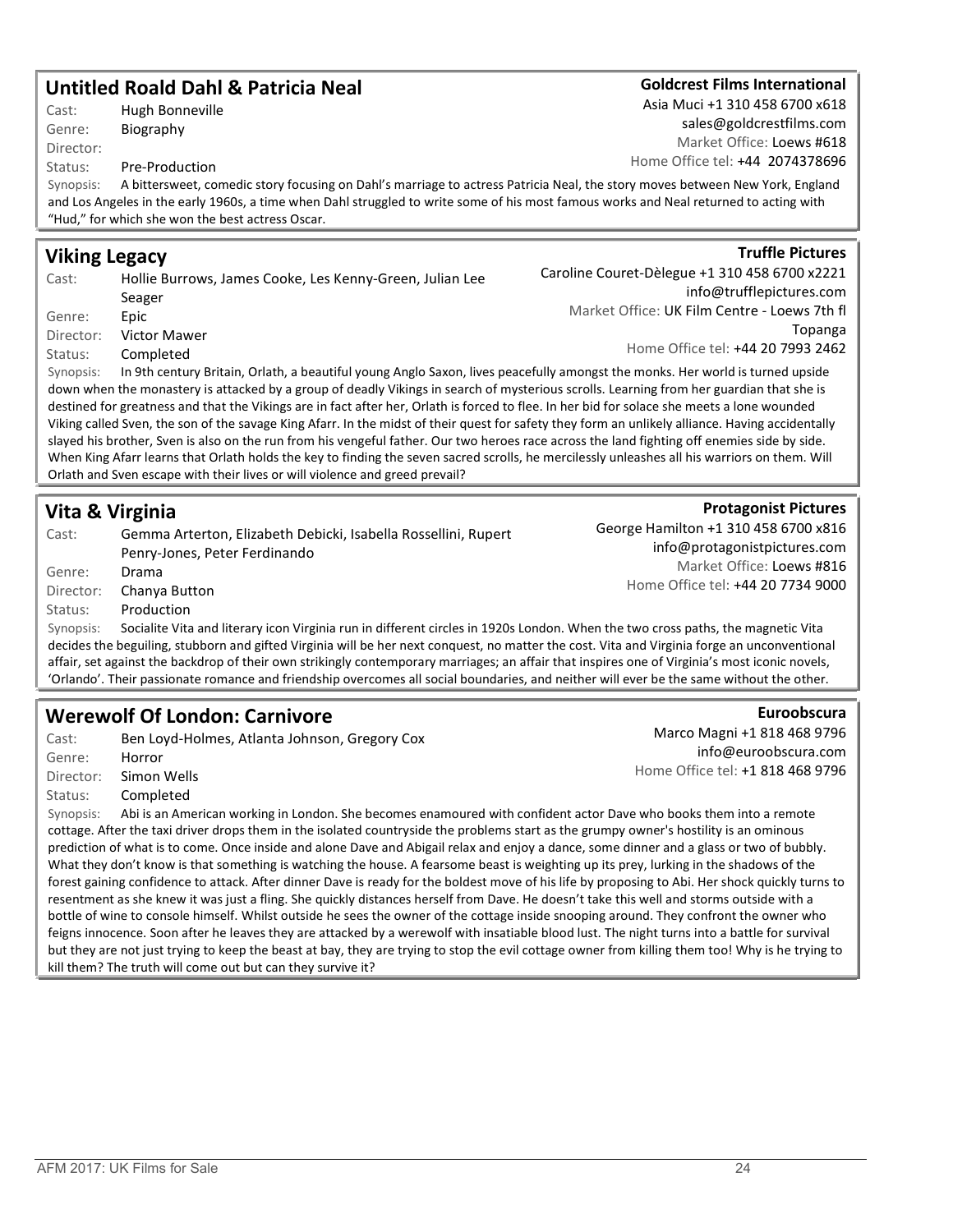## Untitled Roald Dahl & Patricia Neal

**Goldcrest Films International**
Asia Muci +1 310 458 6700 x618
sales@goldcrestfilms.com
Market Office: Loews #618
Home Office tel: +44 2074378696

Cast: Hugh Bonneville
Genre: Biography
Director:
Status: Pre-Production

Synopsis: A bittersweet, comedic story focusing on Dahl's marriage to actress Patricia Neal, the story moves between New York, England and Los Angeles in the early 1960s, a time when Dahl struggled to write some of his most famous works and Neal returned to acting with "Hud," for which she won the best actress Oscar.

## Viking Legacy

**Truffle Pictures**
Caroline Couret-Dèlegue +1 310 458 6700 x2221
info@trufflepictures.com
Market Office: UK Film Centre - Loews 7th fl Topanga
Home Office tel: +44 20 7993 2462

Cast: Hollie Burrows, James Cooke, Les Kenny-Green, Julian Lee Seager
Genre: Epic
Director: Victor Mawer
Status: Completed

Synopsis: In 9th century Britain, Orlath, a beautiful young Anglo Saxon, lives peacefully amongst the monks. Her world is turned upside down when the monastery is attacked by a group of deadly Vikings in search of mysterious scrolls. Learning from her guardian that she is destined for greatness and that the Vikings are in fact after her, Orlath is forced to flee. In her bid for solace she meets a lone wounded Viking called Sven, the son of the savage King Afarr. In the midst of their quest for safety they form an unlikely alliance. Having accidentally slayed his brother, Sven is also on the run from his vengeful father. Our two heroes race across the land fighting off enemies side by side. When King Afarr learns that Orlath holds the key to finding the seven sacred scrolls, he mercilessly unleashes all his warriors on them. Will Orlath and Sven escape with their lives or will violence and greed prevail?

## Vita & Virginia

**Protagonist Pictures**
George Hamilton +1 310 458 6700 x816
info@protagonistpictures.com
Market Office: Loews #816
Home Office tel: +44 20 7734 9000

Cast: Gemma Arterton, Elizabeth Debicki, Isabella Rossellini, Rupert Penry-Jones, Peter Ferdinando
Genre: Drama
Director: Chanya Button
Status: Production

Synopsis: Socialite Vita and literary icon Virginia run in different circles in 1920s London. When the two cross paths, the magnetic Vita decides the beguiling, stubborn and gifted Virginia will be her next conquest, no matter the cost. Vita and Virginia forge an unconventional affair, set against the backdrop of their own strikingly contemporary marriages; an affair that inspires one of Virginia's most iconic novels, 'Orlando'. Their passionate romance and friendship overcomes all social boundaries, and neither will ever be the same without the other.

## Werewolf Of London: Carnivore

**Euroobscura**
Marco Magni +1 818 468 9796
info@euroobscura.com
Home Office tel: +1 818 468 9796

Cast: Ben Loyd-Holmes, Atlanta Johnson, Gregory Cox
Genre: Horror
Director: Simon Wells
Status: Completed

Synopsis: Abi is an American working in London. She becomes enamoured with confident actor Dave who books them into a remote cottage. After the taxi driver drops them in the isolated countryside the problems start as the grumpy owner's hostility is an ominous prediction of what is to come. Once inside and alone Dave and Abigail relax and enjoy a dance, some dinner and a glass or two of bubbly. What they don't know is that something is watching the house. A fearsome beast is weighting up its prey, lurking in the shadows of the forest gaining confidence to attack. After dinner Dave is ready for the boldest move of his life by proposing to Abi. Her shock quickly turns to resentment as she knew it was just a fling. She quickly distances herself from Dave. He doesn't take this well and storms outside with a bottle of wine to console himself. Whilst outside he sees the owner of the cottage inside snooping around. They confront the owner who feigns innocence. Soon after he leaves they are attacked by a werewolf with insatiable blood lust. The night turns into a battle for survival but they are not just trying to keep the beast at bay, they are trying to stop the evil cottage owner from killing them too! Why is he trying to kill them? The truth will come out but can they survive it?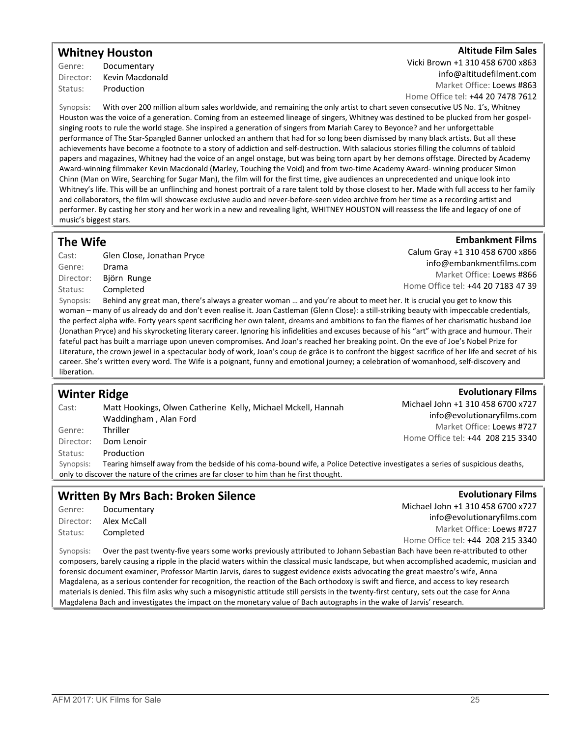## Whitney Houston

**Altitude Film Sales**
Vicki Brown +1 310 458 6700 x863
info@altitudefilment.com
Market Office: Loews #863
Home Office tel: +44 20 7478 7612

Genre: Documentary
Director: Kevin Macdonald
Status: Production

Synopsis: With over 200 million album sales worldwide, and remaining the only artist to chart seven consecutive US No. 1's, Whitney Houston was the voice of a generation. Coming from an esteemed lineage of singers, Whitney was destined to be plucked from her gospel-singing roots to rule the world stage. She inspired a generation of singers from Mariah Carey to Beyonce? and her unforgettable performance of The Star-Spangled Banner unlocked an anthem that had for so long been dismissed by many black artists. But all these achievements have become a footnote to a story of addiction and self-destruction. With salacious stories filling the columns of tabloid papers and magazines, Whitney had the voice of an angel onstage, but was being torn apart by her demons offstage. Directed by Academy Award-winning filmmaker Kevin Macdonald (Marley, Touching the Void) and from two-time Academy Award- winning producer Simon Chinn (Man on Wire, Searching for Sugar Man), the film will for the first time, give audiences an unprecedented and unique look into Whitney's life. This will be an unflinching and honest portrait of a rare talent told by those closest to her. Made with full access to her family and collaborators, the film will showcase exclusive audio and never-before-seen video archive from her time as a recording artist and performer. By casting her story and her work in a new and revealing light, WHITNEY HOUSTON will reassess the life and legacy of one of music's biggest stars.

## The Wife

**Embankment Films**
Calum Gray +1 310 458 6700 x866
info@embankmentfilms.com
Market Office: Loews #866
Home Office tel: +44 20 7183 47 39

Cast: Glen Close, Jonathan Pryce
Genre: Drama
Director: Björn Runge
Status: Completed

Synopsis: Behind any great man, there's always a greater woman … and you're about to meet her. It is crucial you get to know this woman – many of us already do and don't even realise it. Joan Castleman (Glenn Close): a still-striking beauty with impeccable credentials, the perfect alpha wife. Forty years spent sacrificing her own talent, dreams and ambitions to fan the flames of her charismatic husband Joe (Jonathan Pryce) and his skyrocketing literary career. Ignoring his infidelities and excuses because of his "art" with grace and humour. Their fateful pact has built a marriage upon uneven compromises. And Joan's reached her breaking point. On the eve of Joe's Nobel Prize for Literature, the crown jewel in a spectacular body of work, Joan's coup de grâce is to confront the biggest sacrifice of her life and secret of his career. She's written every word. The Wife is a poignant, funny and emotional journey; a celebration of womanhood, self-discovery and liberation.

## Winter Ridge

**Evolutionary Films**
Michael John +1 310 458 6700 x727
info@evolutionaryfilms.com
Market Office: Loews #727
Home Office tel: +44 208 215 3340

Cast: Matt Hookings, Olwen Catherine Kelly, Michael Mckell, Hannah Waddingham , Alan Ford
Genre: Thriller
Director: Dom Lenoir
Status: Production

Synopsis: Tearing himself away from the bedside of his coma-bound wife, a Police Detective investigates a series of suspicious deaths, only to discover the nature of the crimes are far closer to him than he first thought.

## Written By Mrs Bach: Broken Silence

**Evolutionary Films**
Michael John +1 310 458 6700 x727
info@evolutionaryfilms.com
Market Office: Loews #727
Home Office tel: +44 208 215 3340

Genre: Documentary
Director: Alex McCall
Status: Completed

Synopsis: Over the past twenty-five years some works previously attributed to Johann Sebastian Bach have been re-attributed to other composers, barely causing a ripple in the placid waters within the classical music landscape, but when accomplished academic, musician and forensic document examiner, Professor Martin Jarvis, dares to suggest evidence exists advocating the great maestro's wife, Anna Magdalena, as a serious contender for recognition, the reaction of the Bach orthodoxy is swift and fierce, and access to key research materials is denied. This film asks why such a misogynistic attitude still persists in the twenty-first century, sets out the case for Anna Magdalena Bach and investigates the impact on the monetary value of Bach autographs in the wake of Jarvis' research.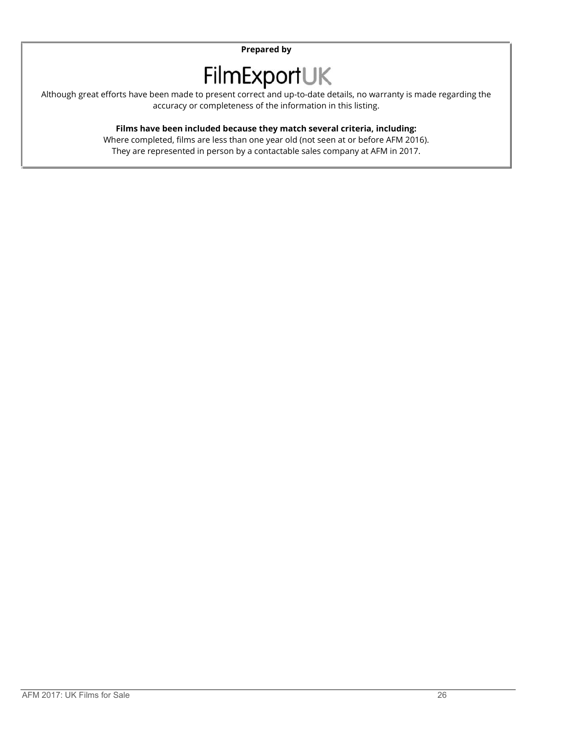**Prepared by**

FilmExportUK

Although great efforts have been made to present correct and up-to-date details, no warranty is made regarding the accuracy or completeness of the information in this listing.

**Films have been included because they match several criteria, including:**

Where completed, films are less than one year old (not seen at or before AFM 2016).

They are represented in person by a contactable sales company at AFM in 2017.